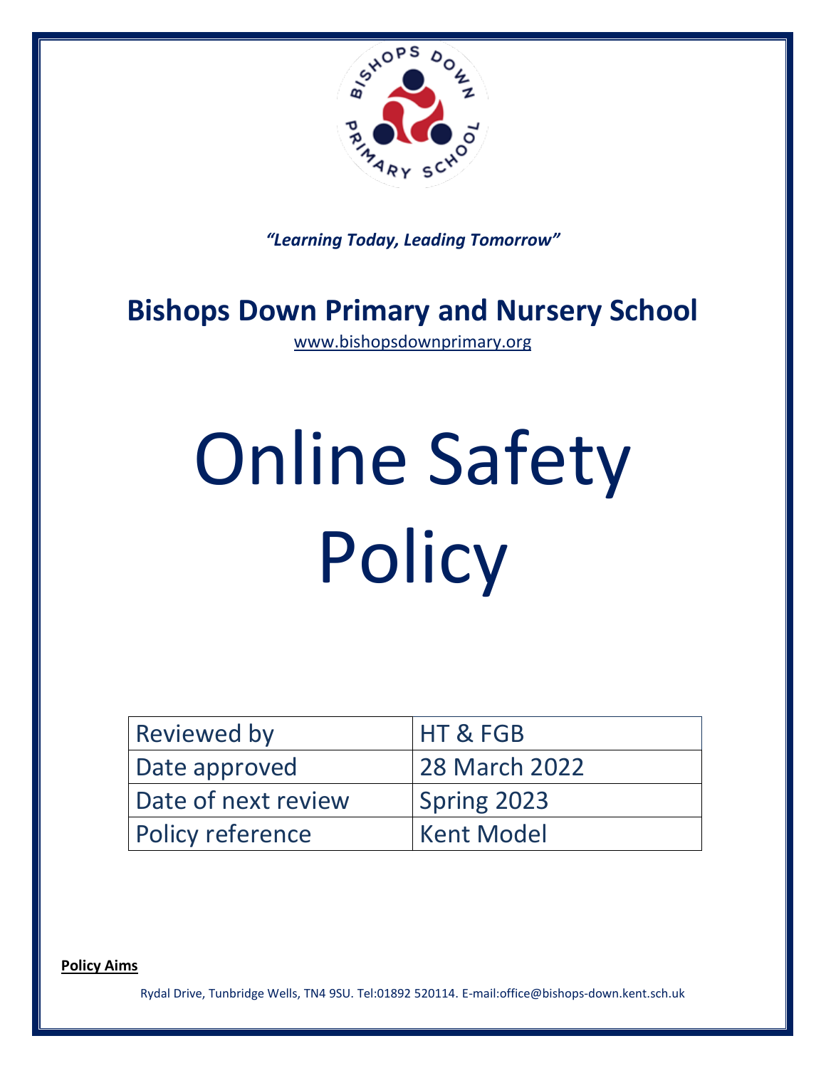*"Learning Today, Leading Tomorrow"*

# Bishops Down Primary and Nursery School

www.bishopsdownprimary.org

# Online Safety Policy

| Reviewed by | HT & FGB |
| --- | --- |
| Date approved | 28 March 2022 |
| Date of next review | Spring 2023 |
| Policy reference | Kent Model |

**Policy Aims**

Rydal Drive, Tunbridge Wells, TN4 9SU. Tel:01892 520114. E-mail:office@bishops-down.kent.sch.uk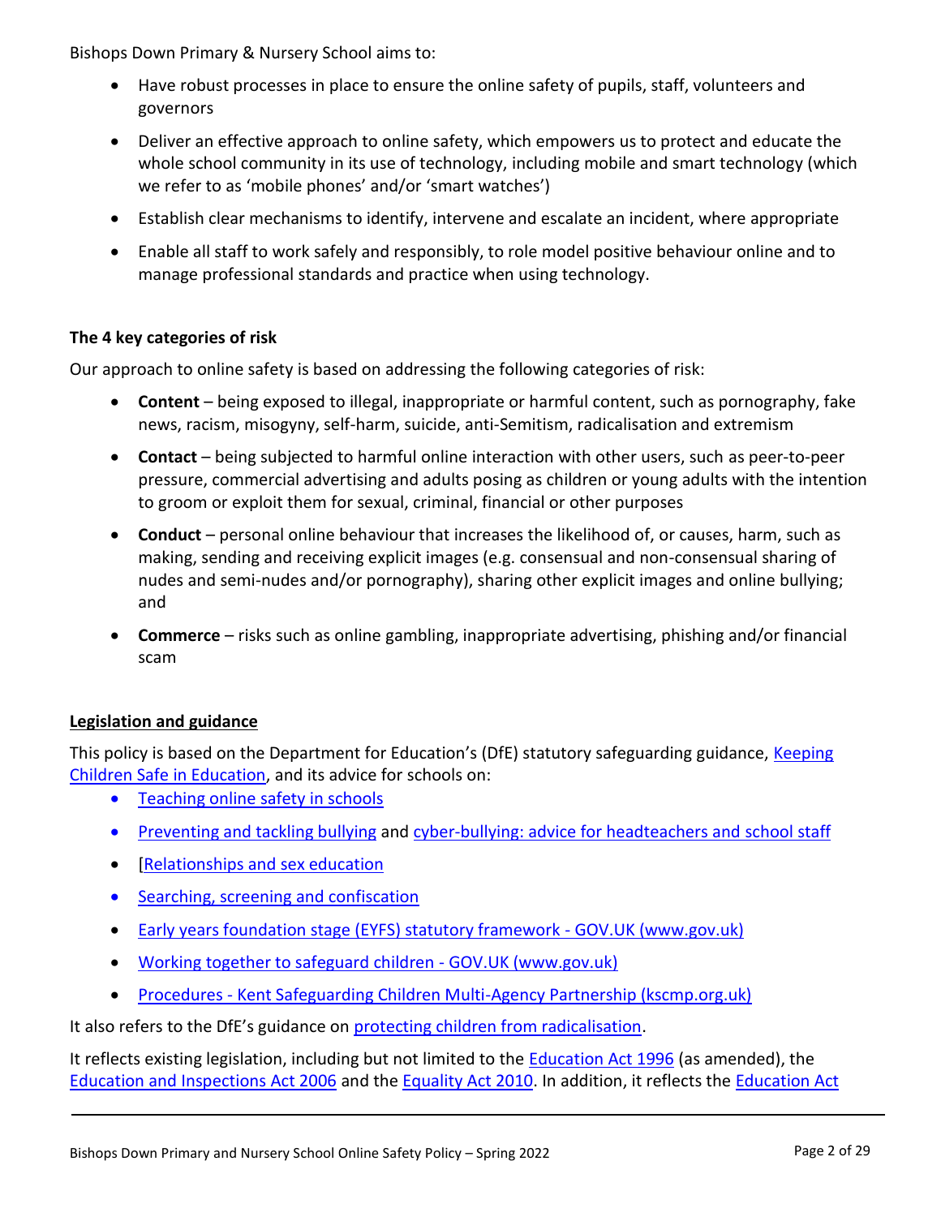Bishops Down Primary & Nursery School aims to:

- Have robust processes in place to ensure the online safety of pupils, staff, volunteers and governors
- Deliver an effective approach to online safety, which empowers us to protect and educate the whole school community in its use of technology, including mobile and smart technology (which we refer to as 'mobile phones' and/or 'smart watches')
- Establish clear mechanisms to identify, intervene and escalate an incident, where appropriate
- Enable all staff to work safely and responsibly, to role model positive behaviour online and to manage professional standards and practice when using technology.

**The 4 key categories of risk**

Our approach to online safety is based on addressing the following categories of risk:

- **Content** – being exposed to illegal, inappropriate or harmful content, such as pornography, fake news, racism, misogyny, self-harm, suicide, anti-Semitism, radicalisation and extremism
- **Contact** – being subjected to harmful online interaction with other users, such as peer-to-peer pressure, commercial advertising and adults posing as children or young adults with the intention to groom or exploit them for sexual, criminal, financial or other purposes
- **Conduct** – personal online behaviour that increases the likelihood of, or causes, harm, such as making, sending and receiving explicit images (e.g. consensual and non-consensual sharing of nudes and semi-nudes and/or pornography), sharing other explicit images and online bullying; and
- **Commerce** – risks such as online gambling, inappropriate advertising, phishing and/or financial scam

**Legislation and guidance**

This policy is based on the Department for Education's (DfE) statutory safeguarding guidance, Keeping Children Safe in Education, and its advice for schools on:

- Teaching online safety in schools
- Preventing and tackling bullying and cyber-bullying: advice for headteachers and school staff
- [Relationships and sex education
- Searching, screening and confiscation
- Early years foundation stage (EYFS) statutory framework - GOV.UK (www.gov.uk)
- Working together to safeguard children - GOV.UK (www.gov.uk)
- Procedures - Kent Safeguarding Children Multi-Agency Partnership (kscmp.org.uk)

It also refers to the DfE's guidance on protecting children from radicalisation.

It reflects existing legislation, including but not limited to the Education Act 1996 (as amended), the Education and Inspections Act 2006 and the Equality Act 2010. In addition, it reflects the Education Act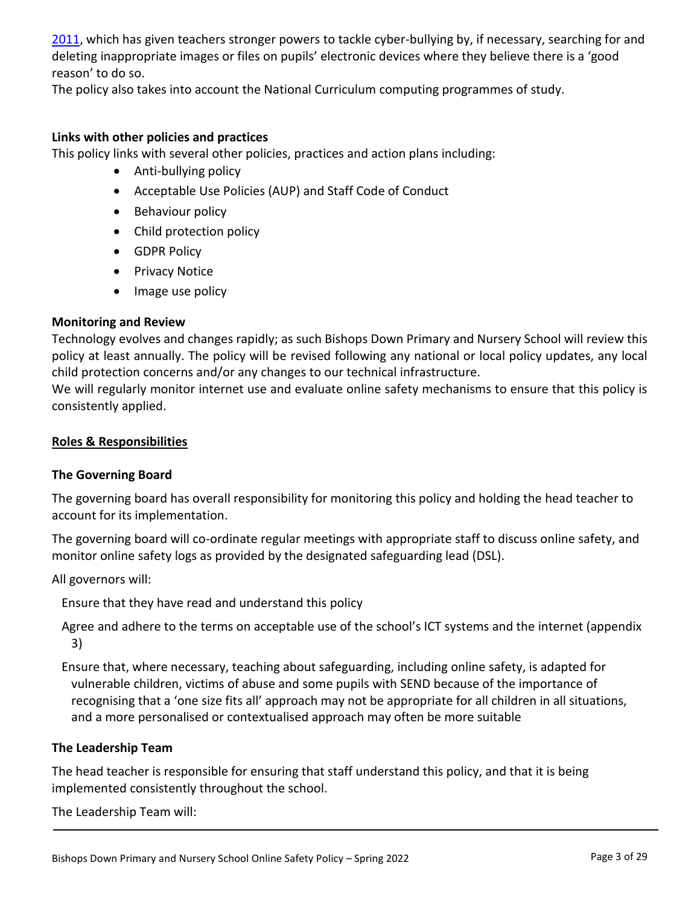2011, which has given teachers stronger powers to tackle cyber-bullying by, if necessary, searching for and deleting inappropriate images or files on pupils' electronic devices where they believe there is a 'good reason' to do so.

The policy also takes into account the National Curriculum computing programmes of study.

**Links with other policies and practices**

This policy links with several other policies, practices and action plans including:

- Anti-bullying policy
- Acceptable Use Policies (AUP) and Staff Code of Conduct
- Behaviour policy
- Child protection policy
- GDPR Policy
- Privacy Notice
- Image use policy

**Monitoring and Review**

Technology evolves and changes rapidly; as such Bishops Down Primary and Nursery School will review this policy at least annually. The policy will be revised following any national or local policy updates, any local child protection concerns and/or any changes to our technical infrastructure.

We will regularly monitor internet use and evaluate online safety mechanisms to ensure that this policy is consistently applied.

## Roles & Responsibilities

**The Governing Board**

The governing board has overall responsibility for monitoring this policy and holding the head teacher to account for its implementation.

The governing board will co-ordinate regular meetings with appropriate staff to discuss online safety, and monitor online safety logs as provided by the designated safeguarding lead (DSL).

All governors will:

Ensure that they have read and understand this policy

Agree and adhere to the terms on acceptable use of the school's ICT systems and the internet (appendix 3)

Ensure that, where necessary, teaching about safeguarding, including online safety, is adapted for vulnerable children, victims of abuse and some pupils with SEND because of the importance of recognising that a 'one size fits all' approach may not be appropriate for all children in all situations, and a more personalised or contextualised approach may often be more suitable

**The Leadership Team**

The head teacher is responsible for ensuring that staff understand this policy, and that it is being implemented consistently throughout the school.

The Leadership Team will: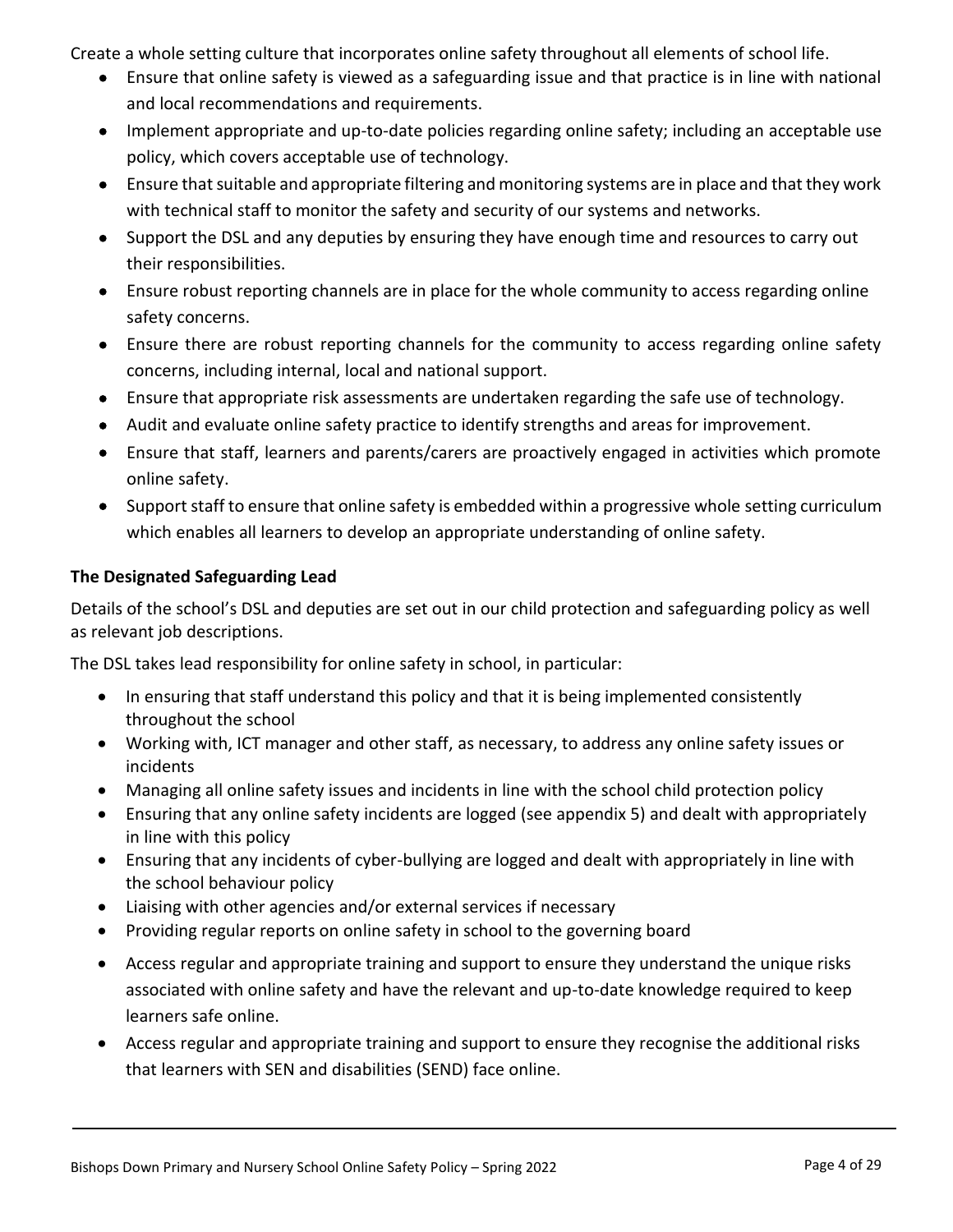Create a whole setting culture that incorporates online safety throughout all elements of school life.

- Ensure that online safety is viewed as a safeguarding issue and that practice is in line with national and local recommendations and requirements.
- Implement appropriate and up-to-date policies regarding online safety; including an acceptable use policy, which covers acceptable use of technology.
- Ensure that suitable and appropriate filtering and monitoring systems are in place and that they work with technical staff to monitor the safety and security of our systems and networks.
- Support the DSL and any deputies by ensuring they have enough time and resources to carry out their responsibilities.
- Ensure robust reporting channels are in place for the whole community to access regarding online safety concerns.
- Ensure there are robust reporting channels for the community to access regarding online safety concerns, including internal, local and national support.
- Ensure that appropriate risk assessments are undertaken regarding the safe use of technology.
- Audit and evaluate online safety practice to identify strengths and areas for improvement.
- Ensure that staff, learners and parents/carers are proactively engaged in activities which promote online safety.
- Support staff to ensure that online safety is embedded within a progressive whole setting curriculum which enables all learners to develop an appropriate understanding of online safety.

**The Designated Safeguarding Lead**

Details of the school's DSL and deputies are set out in our child protection and safeguarding policy as well as relevant job descriptions.

The DSL takes lead responsibility for online safety in school, in particular:

- In ensuring that staff understand this policy and that it is being implemented consistently throughout the school
- Working with, ICT manager and other staff, as necessary, to address any online safety issues or incidents
- Managing all online safety issues and incidents in line with the school child protection policy
- Ensuring that any online safety incidents are logged (see appendix 5) and dealt with appropriately in line with this policy
- Ensuring that any incidents of cyber-bullying are logged and dealt with appropriately in line with the school behaviour policy
- Liaising with other agencies and/or external services if necessary
- Providing regular reports on online safety in school to the governing board
- Access regular and appropriate training and support to ensure they understand the unique risks associated with online safety and have the relevant and up-to-date knowledge required to keep learners safe online.
- Access regular and appropriate training and support to ensure they recognise the additional risks that learners with SEN and disabilities (SEND) face online.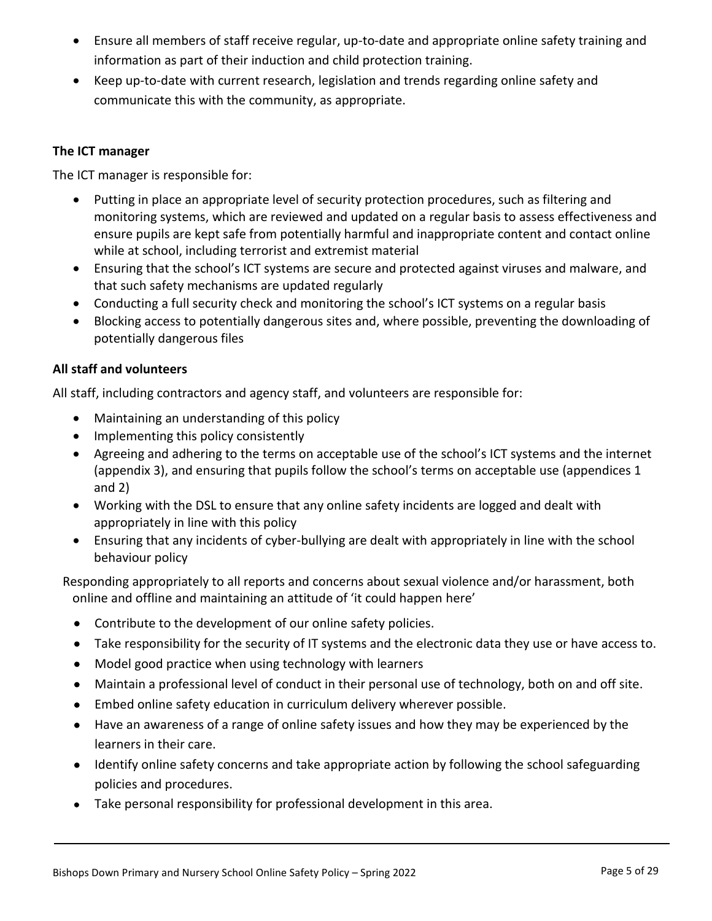- Ensure all members of staff receive regular, up-to-date and appropriate online safety training and information as part of their induction and child protection training.
- Keep up-to-date with current research, legislation and trends regarding online safety and communicate this with the community, as appropriate.

**The ICT manager**

The ICT manager is responsible for:

- Putting in place an appropriate level of security protection procedures, such as filtering and monitoring systems, which are reviewed and updated on a regular basis to assess effectiveness and ensure pupils are kept safe from potentially harmful and inappropriate content and contact online while at school, including terrorist and extremist material
- Ensuring that the school's ICT systems are secure and protected against viruses and malware, and that such safety mechanisms are updated regularly
- Conducting a full security check and monitoring the school's ICT systems on a regular basis
- Blocking access to potentially dangerous sites and, where possible, preventing the downloading of potentially dangerous files

**All staff and volunteers**

All staff, including contractors and agency staff, and volunteers are responsible for:

- Maintaining an understanding of this policy
- Implementing this policy consistently
- Agreeing and adhering to the terms on acceptable use of the school's ICT systems and the internet (appendix 3), and ensuring that pupils follow the school's terms on acceptable use (appendices 1 and 2)
- Working with the DSL to ensure that any online safety incidents are logged and dealt with appropriately in line with this policy
- Ensuring that any incidents of cyber-bullying are dealt with appropriately in line with the school behaviour policy

Responding appropriately to all reports and concerns about sexual violence and/or harassment, both online and offline and maintaining an attitude of 'it could happen here'

- Contribute to the development of our online safety policies.
- Take responsibility for the security of IT systems and the electronic data they use or have access to.
- Model good practice when using technology with learners
- Maintain a professional level of conduct in their personal use of technology, both on and off site.
- Embed online safety education in curriculum delivery wherever possible.
- Have an awareness of a range of online safety issues and how they may be experienced by the learners in their care.
- Identify online safety concerns and take appropriate action by following the school safeguarding policies and procedures.
- Take personal responsibility for professional development in this area.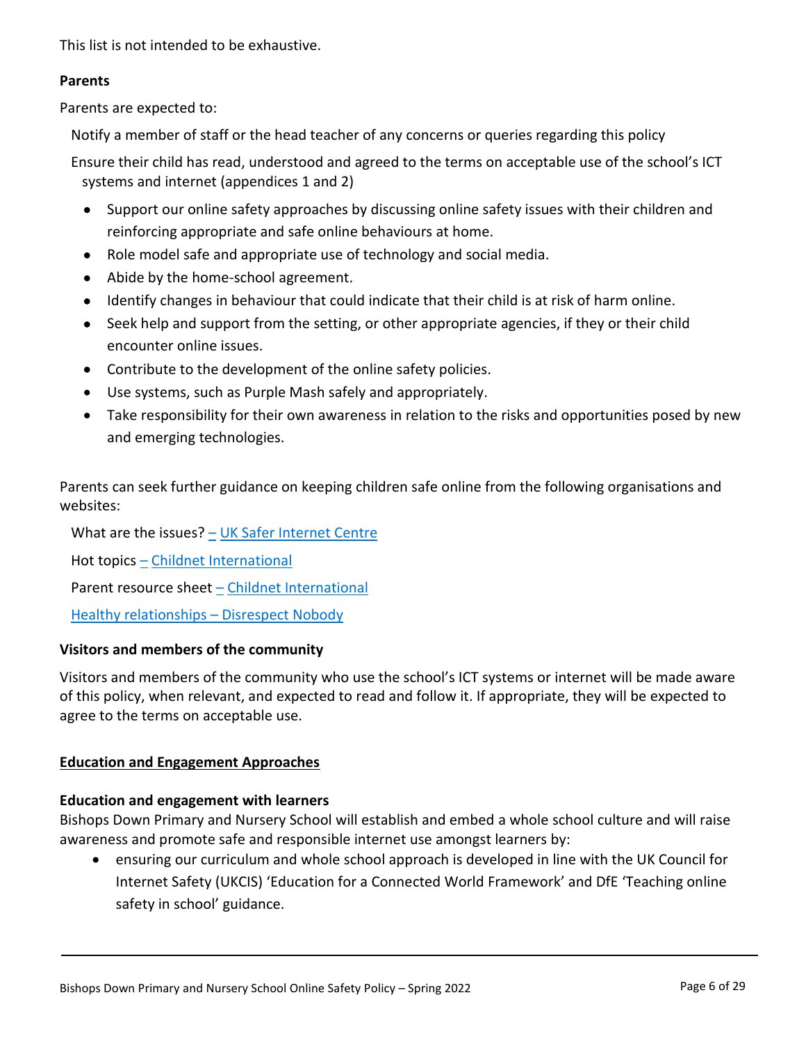This list is not intended to be exhaustive.

**Parents**

Parents are expected to:

Notify a member of staff or the head teacher of any concerns or queries regarding this policy

Ensure their child has read, understood and agreed to the terms on acceptable use of the school's ICT systems and internet (appendices 1 and 2)

- Support our online safety approaches by discussing online safety issues with their children and reinforcing appropriate and safe online behaviours at home.
- Role model safe and appropriate use of technology and social media.
- Abide by the home-school agreement.
- Identify changes in behaviour that could indicate that their child is at risk of harm online.
- Seek help and support from the setting, or other appropriate agencies, if they or their child encounter online issues.
- Contribute to the development of the online safety policies.
- Use systems, such as Purple Mash safely and appropriately.
- Take responsibility for their own awareness in relation to the risks and opportunities posed by new and emerging technologies.

Parents can seek further guidance on keeping children safe online from the following organisations and websites:

What are the issues? – UK Safer Internet Centre

Hot topics – Childnet International

Parent resource sheet – Childnet International

Healthy relationships – Disrespect Nobody

**Visitors and members of the community**

Visitors and members of the community who use the school's ICT systems or internet will be made aware of this policy, when relevant, and expected to read and follow it. If appropriate, they will be expected to agree to the terms on acceptable use.

## Education and Engagement Approaches

**Education and engagement with learners**

Bishops Down Primary and Nursery School will establish and embed a whole school culture and will raise awareness and promote safe and responsible internet use amongst learners by:

- ensuring our curriculum and whole school approach is developed in line with the UK Council for Internet Safety (UKCIS) 'Education for a Connected World Framework' and DfE 'Teaching online safety in school' guidance.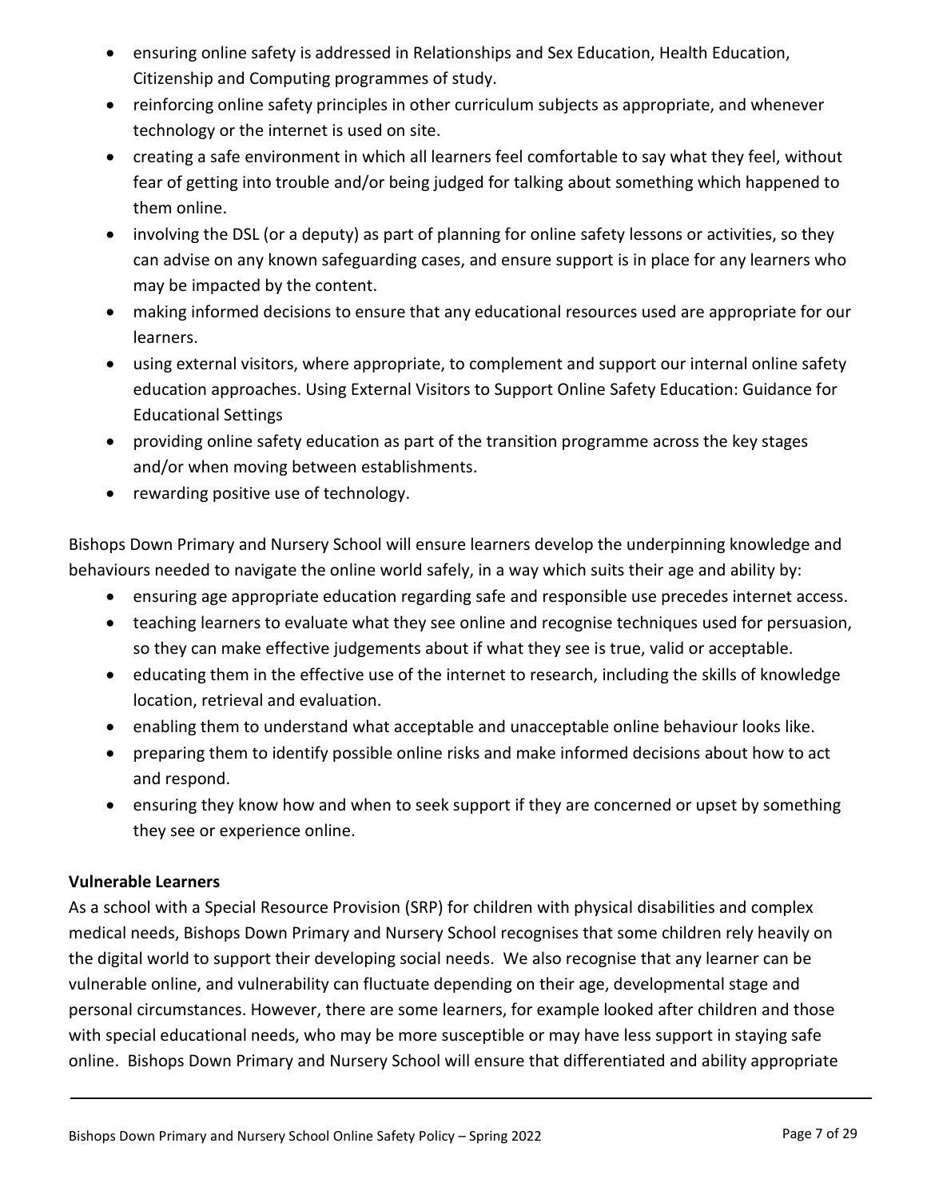- ensuring online safety is addressed in Relationships and Sex Education, Health Education, Citizenship and Computing programmes of study.
- reinforcing online safety principles in other curriculum subjects as appropriate, and whenever technology or the internet is used on site.
- creating a safe environment in which all learners feel comfortable to say what they feel, without fear of getting into trouble and/or being judged for talking about something which happened to them online.
- involving the DSL (or a deputy) as part of planning for online safety lessons or activities, so they can advise on any known safeguarding cases, and ensure support is in place for any learners who may be impacted by the content.
- making informed decisions to ensure that any educational resources used are appropriate for our learners.
- using external visitors, where appropriate, to complement and support our internal online safety education approaches. Using External Visitors to Support Online Safety Education: Guidance for Educational Settings
- providing online safety education as part of the transition programme across the key stages and/or when moving between establishments.
- rewarding positive use of technology.

Bishops Down Primary and Nursery School will ensure learners develop the underpinning knowledge and behaviours needed to navigate the online world safely, in a way which suits their age and ability by:

- ensuring age appropriate education regarding safe and responsible use precedes internet access.
- teaching learners to evaluate what they see online and recognise techniques used for persuasion, so they can make effective judgements about if what they see is true, valid or acceptable.
- educating them in the effective use of the internet to research, including the skills of knowledge location, retrieval and evaluation.
- enabling them to understand what acceptable and unacceptable online behaviour looks like.
- preparing them to identify possible online risks and make informed decisions about how to act and respond.
- ensuring they know how and when to seek support if they are concerned or upset by something they see or experience online.

**Vulnerable Learners**

As a school with a Special Resource Provision (SRP) for children with physical disabilities and complex medical needs, Bishops Down Primary and Nursery School recognises that some children rely heavily on the digital world to support their developing social needs. We also recognise that any learner can be vulnerable online, and vulnerability can fluctuate depending on their age, developmental stage and personal circumstances. However, there are some learners, for example looked after children and those with special educational needs, who may be more susceptible or may have less support in staying safe online. Bishops Down Primary and Nursery School will ensure that differentiated and ability appropriate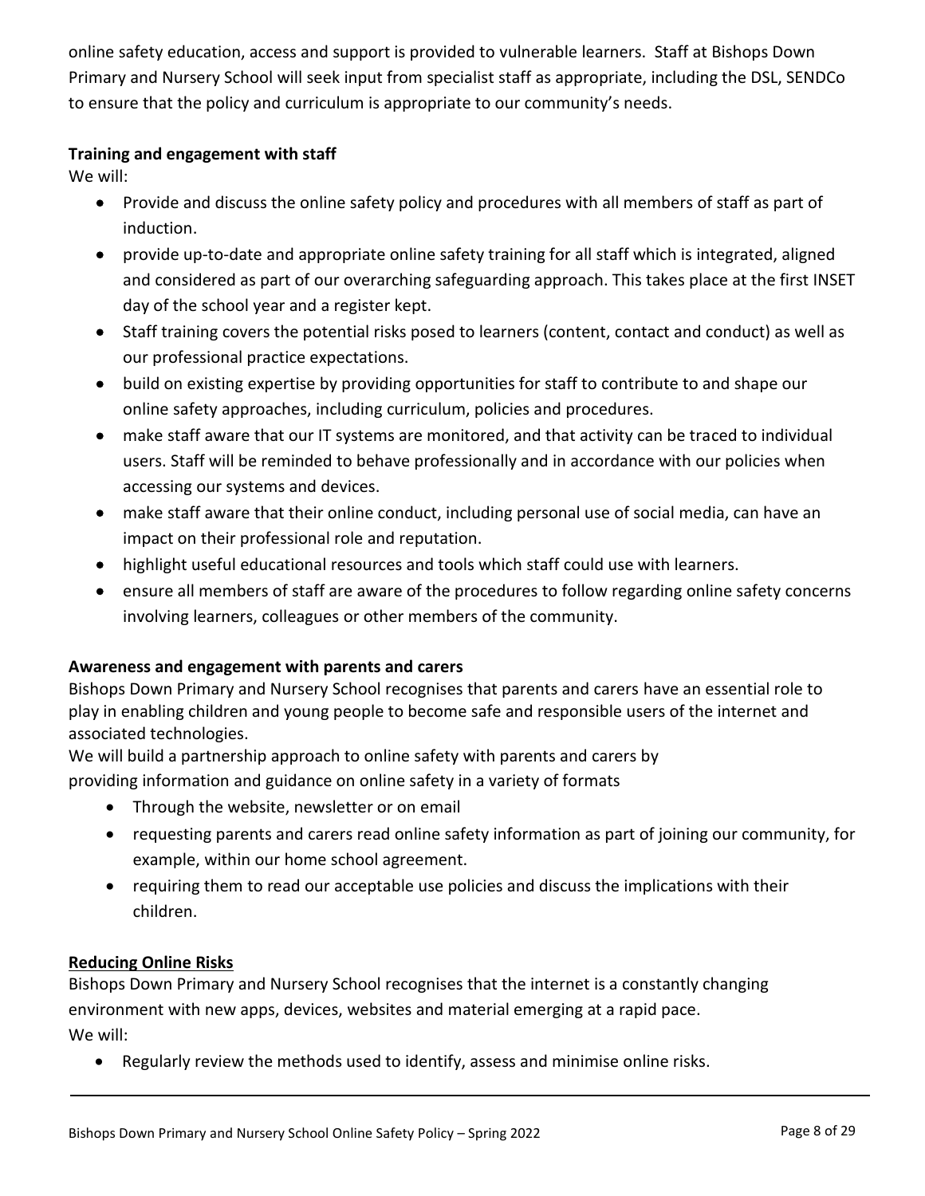online safety education, access and support is provided to vulnerable learners. Staff at Bishops Down Primary and Nursery School will seek input from specialist staff as appropriate, including the DSL, SENDCo to ensure that the policy and curriculum is appropriate to our community's needs.

**Training and engagement with staff**

We will:

- Provide and discuss the online safety policy and procedures with all members of staff as part of induction.
- provide up-to-date and appropriate online safety training for all staff which is integrated, aligned and considered as part of our overarching safeguarding approach. This takes place at the first INSET day of the school year and a register kept.
- Staff training covers the potential risks posed to learners (content, contact and conduct) as well as our professional practice expectations.
- build on existing expertise by providing opportunities for staff to contribute to and shape our online safety approaches, including curriculum, policies and procedures.
- make staff aware that our IT systems are monitored, and that activity can be traced to individual users. Staff will be reminded to behave professionally and in accordance with our policies when accessing our systems and devices.
- make staff aware that their online conduct, including personal use of social media, can have an impact on their professional role and reputation.
- highlight useful educational resources and tools which staff could use with learners.
- ensure all members of staff are aware of the procedures to follow regarding online safety concerns involving learners, colleagues or other members of the community.

**Awareness and engagement with parents and carers**

Bishops Down Primary and Nursery School recognises that parents and carers have an essential role to play in enabling children and young people to become safe and responsible users of the internet and associated technologies.

We will build a partnership approach to online safety with parents and carers by providing information and guidance on online safety in a variety of formats

- Through the website, newsletter or on email
- requesting parents and carers read online safety information as part of joining our community, for example, within our home school agreement.
- requiring them to read our acceptable use policies and discuss the implications with their children.

**Reducing Online Risks**

Bishops Down Primary and Nursery School recognises that the internet is a constantly changing environment with new apps, devices, websites and material emerging at a rapid pace.

We will:

- Regularly review the methods used to identify, assess and minimise online risks.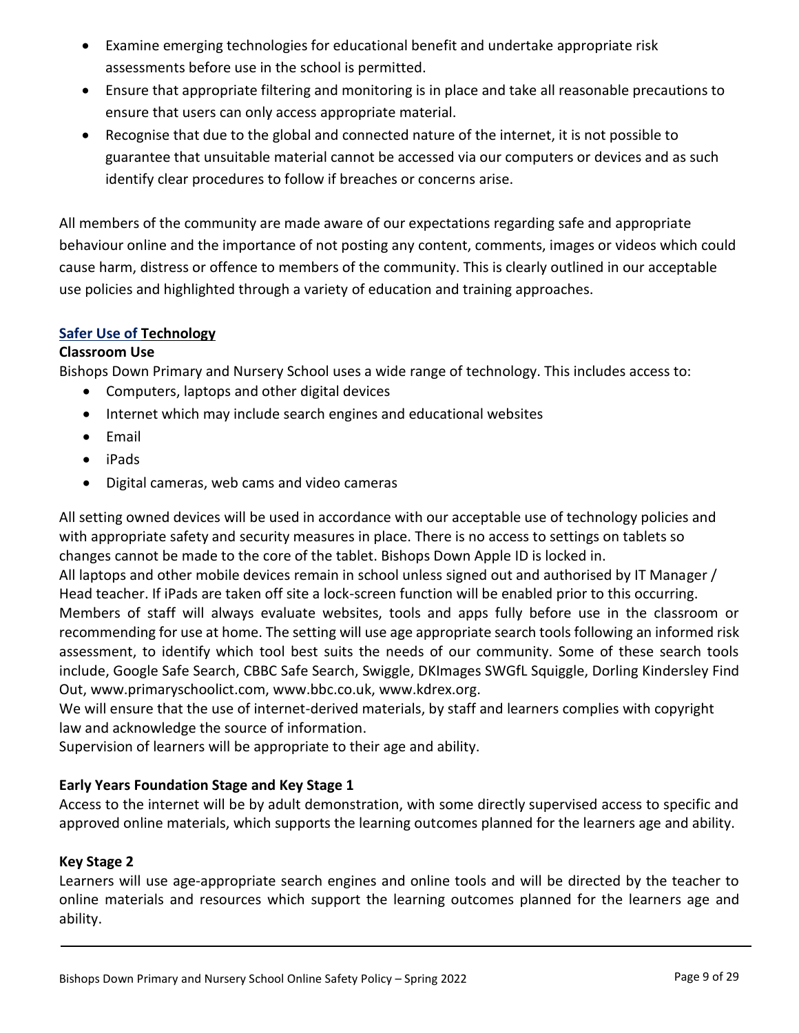- Examine emerging technologies for educational benefit and undertake appropriate risk assessments before use in the school is permitted.
- Ensure that appropriate filtering and monitoring is in place and take all reasonable precautions to ensure that users can only access appropriate material.
- Recognise that due to the global and connected nature of the internet, it is not possible to guarantee that unsuitable material cannot be accessed via our computers or devices and as such identify clear procedures to follow if breaches or concerns arise.

All members of the community are made aware of our expectations regarding safe and appropriate behaviour online and the importance of not posting any content, comments, images or videos which could cause harm, distress or offence to members of the community. This is clearly outlined in our acceptable use policies and highlighted through a variety of education and training approaches.

## Safer Use of Technology

### Classroom Use

Bishops Down Primary and Nursery School uses a wide range of technology. This includes access to:

- Computers, laptops and other digital devices
- Internet which may include search engines and educational websites
- Email
- iPads
- Digital cameras, web cams and video cameras

All setting owned devices will be used in accordance with our acceptable use of technology policies and with appropriate safety and security measures in place. There is no access to settings on tablets so changes cannot be made to the core of the tablet. Bishops Down Apple ID is locked in.

All laptops and other mobile devices remain in school unless signed out and authorised by IT Manager / Head teacher. If iPads are taken off site a lock-screen function will be enabled prior to this occurring.

Members of staff will always evaluate websites, tools and apps fully before use in the classroom or recommending for use at home. The setting will use age appropriate search tools following an informed risk assessment, to identify which tool best suits the needs of our community. Some of these search tools include, Google Safe Search, CBBC Safe Search, Swiggle, DKImages SWGfL Squiggle, Dorling Kindersley Find Out, www.primaryschoolict.com, www.bbc.co.uk, www.kdrex.org.

We will ensure that the use of internet-derived materials, by staff and learners complies with copyright law and acknowledge the source of information.

Supervision of learners will be appropriate to their age and ability.

### Early Years Foundation Stage and Key Stage 1

Access to the internet will be by adult demonstration, with some directly supervised access to specific and approved online materials, which supports the learning outcomes planned for the learners age and ability.

### Key Stage 2

Learners will use age-appropriate search engines and online tools and will be directed by the teacher to online materials and resources which support the learning outcomes planned for the learners age and ability.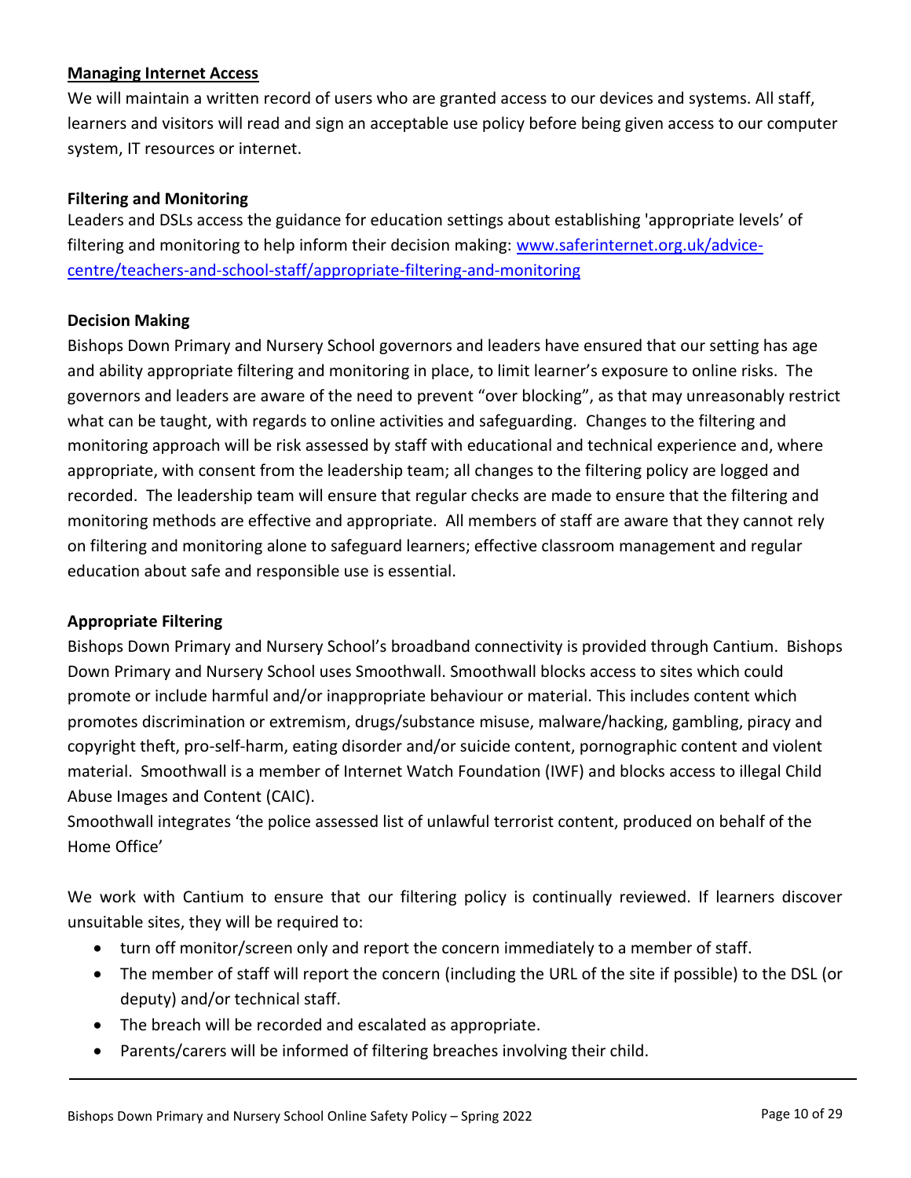## Managing Internet Access

We will maintain a written record of users who are granted access to our devices and systems. All staff, learners and visitors will read and sign an acceptable use policy before being given access to our computer system, IT resources or internet.

### Filtering and Monitoring

Leaders and DSLs access the guidance for education settings about establishing 'appropriate levels' of filtering and monitoring to help inform their decision making: [www.saferinternet.org.uk/advice-centre/teachers-and-school-staff/appropriate-filtering-and-monitoring](http://www.saferinternet.org.uk/advice-centre/teachers-and-school-staff/appropriate-filtering-and-monitoring)

### Decision Making

Bishops Down Primary and Nursery School governors and leaders have ensured that our setting has age and ability appropriate filtering and monitoring in place, to limit learner's exposure to online risks. The governors and leaders are aware of the need to prevent "over blocking", as that may unreasonably restrict what can be taught, with regards to online activities and safeguarding. Changes to the filtering and monitoring approach will be risk assessed by staff with educational and technical experience and, where appropriate, with consent from the leadership team; all changes to the filtering policy are logged and recorded. The leadership team will ensure that regular checks are made to ensure that the filtering and monitoring methods are effective and appropriate. All members of staff are aware that they cannot rely on filtering and monitoring alone to safeguard learners; effective classroom management and regular education about safe and responsible use is essential.

### Appropriate Filtering

Bishops Down Primary and Nursery School's broadband connectivity is provided through Cantium. Bishops Down Primary and Nursery School uses Smoothwall. Smoothwall blocks access to sites which could promote or include harmful and/or inappropriate behaviour or material. This includes content which promotes discrimination or extremism, drugs/substance misuse, malware/hacking, gambling, piracy and copyright theft, pro-self-harm, eating disorder and/or suicide content, pornographic content and violent material. Smoothwall is a member of Internet Watch Foundation (IWF) and blocks access to illegal Child Abuse Images and Content (CAIC).
Smoothwall integrates 'the police assessed list of unlawful terrorist content, produced on behalf of the Home Office'

We work with Cantium to ensure that our filtering policy is continually reviewed. If learners discover unsuitable sites, they will be required to:

- turn off monitor/screen only and report the concern immediately to a member of staff.
- The member of staff will report the concern (including the URL of the site if possible) to the DSL (or deputy) and/or technical staff.
- The breach will be recorded and escalated as appropriate.
- Parents/carers will be informed of filtering breaches involving their child.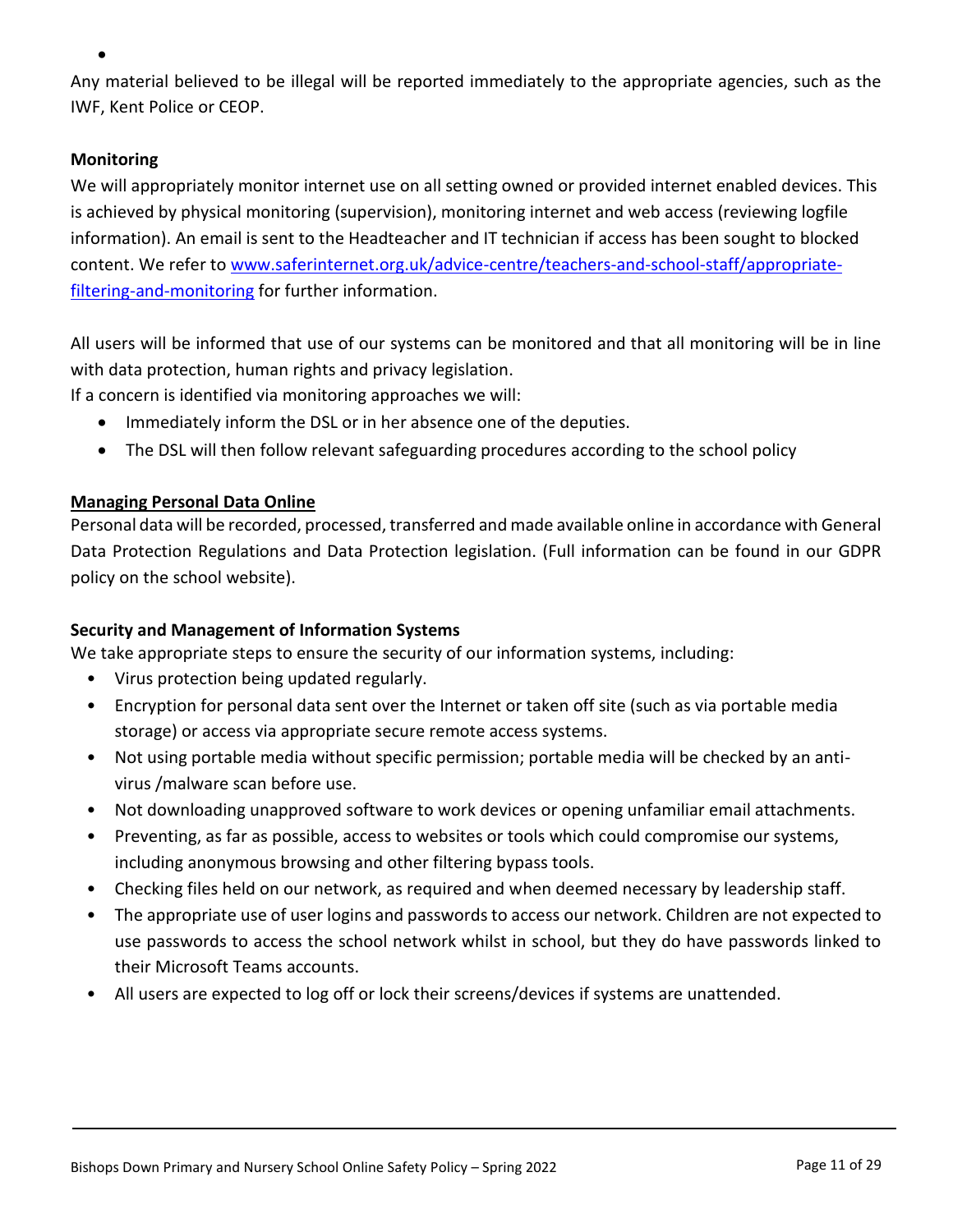- 

Any material believed to be illegal will be reported immediately to the appropriate agencies, such as the IWF, Kent Police or CEOP.

**Monitoring**

We will appropriately monitor internet use on all setting owned or provided internet enabled devices. This is achieved by physical monitoring (supervision), monitoring internet and web access (reviewing logfile information). An email is sent to the Headteacher and IT technician if access has been sought to blocked content. We refer to [www.saferinternet.org.uk/advice-centre/teachers-and-school-staff/appropriate-filtering-and-monitoring](http://www.saferinternet.org.uk/advice-centre/teachers-and-school-staff/appropriate-filtering-and-monitoring) for further information.

All users will be informed that use of our systems can be monitored and that all monitoring will be in line with data protection, human rights and privacy legislation.

If a concern is identified via monitoring approaches we will:

- Immediately inform the DSL or in her absence one of the deputies.
- The DSL will then follow relevant safeguarding procedures according to the school policy

**Managing Personal Data Online**

Personal data will be recorded, processed, transferred and made available online in accordance with General Data Protection Regulations and Data Protection legislation. (Full information can be found in our GDPR policy on the school website).

**Security and Management of Information Systems**

We take appropriate steps to ensure the security of our information systems, including:

- Virus protection being updated regularly.
- Encryption for personal data sent over the Internet or taken off site (such as via portable media storage) or access via appropriate secure remote access systems.
- Not using portable media without specific permission; portable media will be checked by an anti-virus /malware scan before use.
- Not downloading unapproved software to work devices or opening unfamiliar email attachments.
- Preventing, as far as possible, access to websites or tools which could compromise our systems, including anonymous browsing and other filtering bypass tools.
- Checking files held on our network, as required and when deemed necessary by leadership staff.
- The appropriate use of user logins and passwords to access our network. Children are not expected to use passwords to access the school network whilst in school, but they do have passwords linked to their Microsoft Teams accounts.
- All users are expected to log off or lock their screens/devices if systems are unattended.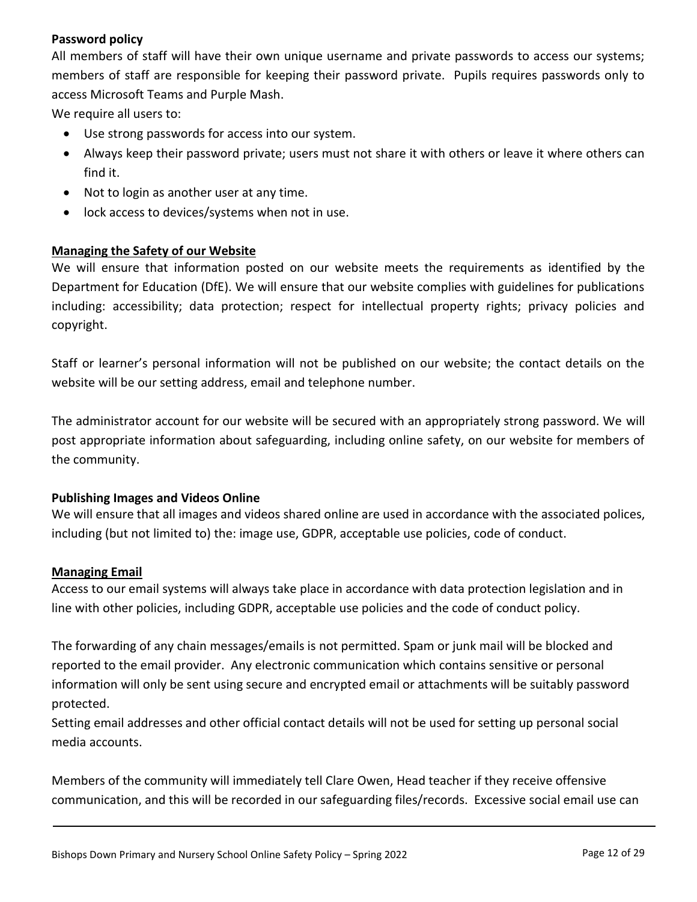**Password policy**

All members of staff will have their own unique username and private passwords to access our systems; members of staff are responsible for keeping their password private. Pupils requires passwords only to access Microsoft Teams and Purple Mash.

We require all users to:

- Use strong passwords for access into our system.
- Always keep their password private; users must not share it with others or leave it where others can find it.
- Not to login as another user at any time.
- lock access to devices/systems when not in use.

**Managing the Safety of our Website**

We will ensure that information posted on our website meets the requirements as identified by the Department for Education (DfE). We will ensure that our website complies with guidelines for publications including: accessibility; data protection; respect for intellectual property rights; privacy policies and copyright.

Staff or learner's personal information will not be published on our website; the contact details on the website will be our setting address, email and telephone number.

The administrator account for our website will be secured with an appropriately strong password. We will post appropriate information about safeguarding, including online safety, on our website for members of the community.

**Publishing Images and Videos Online**

We will ensure that all images and videos shared online are used in accordance with the associated polices, including (but not limited to) the: image use, GDPR, acceptable use policies, code of conduct.

**Managing Email**

Access to our email systems will always take place in accordance with data protection legislation and in line with other policies, including GDPR, acceptable use policies and the code of conduct policy.

The forwarding of any chain messages/emails is not permitted. Spam or junk mail will be blocked and reported to the email provider. Any electronic communication which contains sensitive or personal information will only be sent using secure and encrypted email or attachments will be suitably password protected.

Setting email addresses and other official contact details will not be used for setting up personal social media accounts.

Members of the community will immediately tell Clare Owen, Head teacher if they receive offensive communication, and this will be recorded in our safeguarding files/records. Excessive social email use can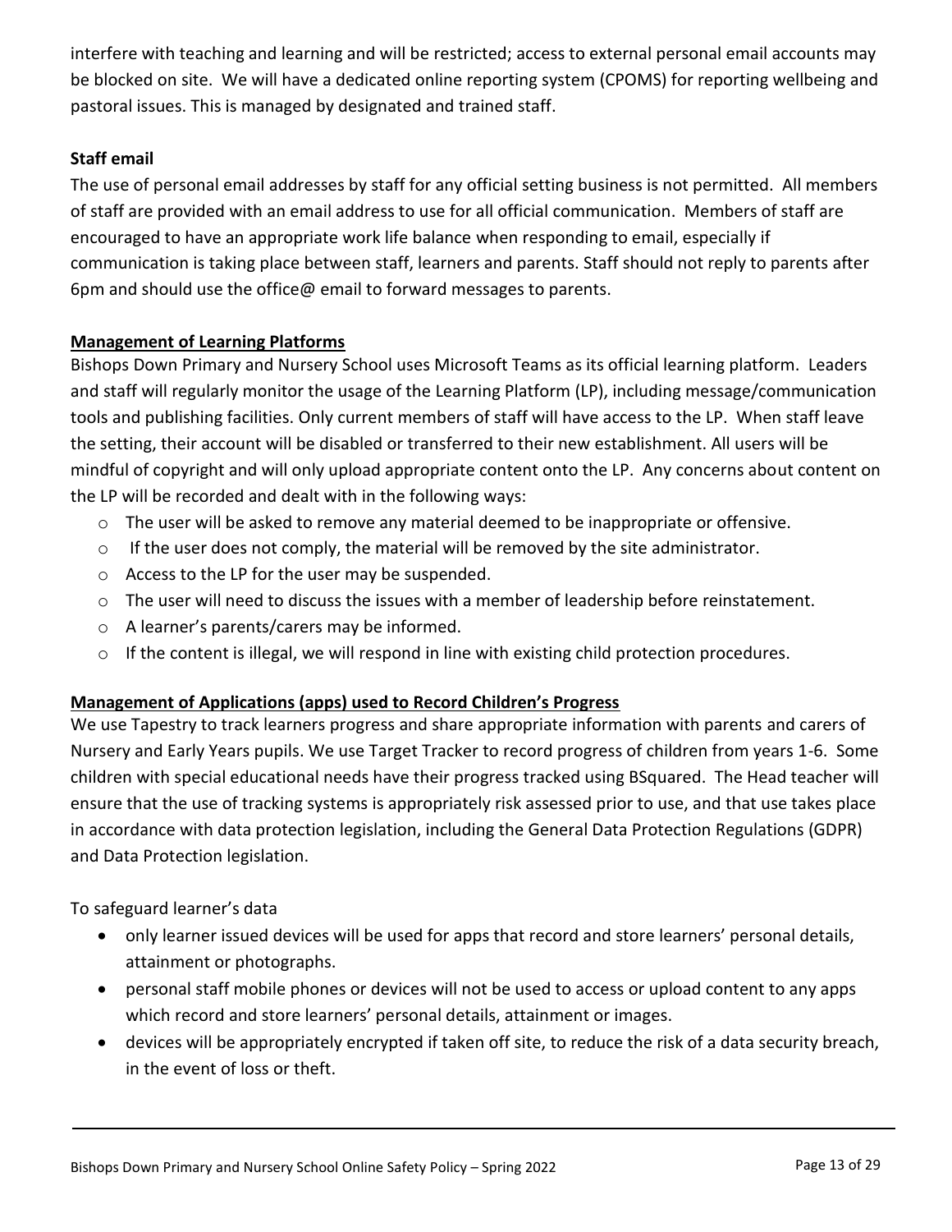interfere with teaching and learning and will be restricted; access to external personal email accounts may be blocked on site. We will have a dedicated online reporting system (CPOMS) for reporting wellbeing and pastoral issues. This is managed by designated and trained staff.

**Staff email**

The use of personal email addresses by staff for any official setting business is not permitted. All members of staff are provided with an email address to use for all official communication. Members of staff are encouraged to have an appropriate work life balance when responding to email, especially if communication is taking place between staff, learners and parents. Staff should not reply to parents after 6pm and should use the office@ email to forward messages to parents.

**Management of Learning Platforms**

Bishops Down Primary and Nursery School uses Microsoft Teams as its official learning platform. Leaders and staff will regularly monitor the usage of the Learning Platform (LP), including message/communication tools and publishing facilities. Only current members of staff will have access to the LP. When staff leave the setting, their account will be disabled or transferred to their new establishment. All users will be mindful of copyright and will only upload appropriate content onto the LP. Any concerns about content on the LP will be recorded and dealt with in the following ways:

- The user will be asked to remove any material deemed to be inappropriate or offensive.
- If the user does not comply, the material will be removed by the site administrator.
- Access to the LP for the user may be suspended.
- The user will need to discuss the issues with a member of leadership before reinstatement.
- A learner's parents/carers may be informed.
- If the content is illegal, we will respond in line with existing child protection procedures.

**Management of Applications (apps) used to Record Children's Progress**

We use Tapestry to track learners progress and share appropriate information with parents and carers of Nursery and Early Years pupils. We use Target Tracker to record progress of children from years 1-6. Some children with special educational needs have their progress tracked using BSquared. The Head teacher will ensure that the use of tracking systems is appropriately risk assessed prior to use, and that use takes place in accordance with data protection legislation, including the General Data Protection Regulations (GDPR) and Data Protection legislation.

To safeguard learner's data

- only learner issued devices will be used for apps that record and store learners' personal details, attainment or photographs.
- personal staff mobile phones or devices will not be used to access or upload content to any apps which record and store learners' personal details, attainment or images.
- devices will be appropriately encrypted if taken off site, to reduce the risk of a data security breach, in the event of loss or theft.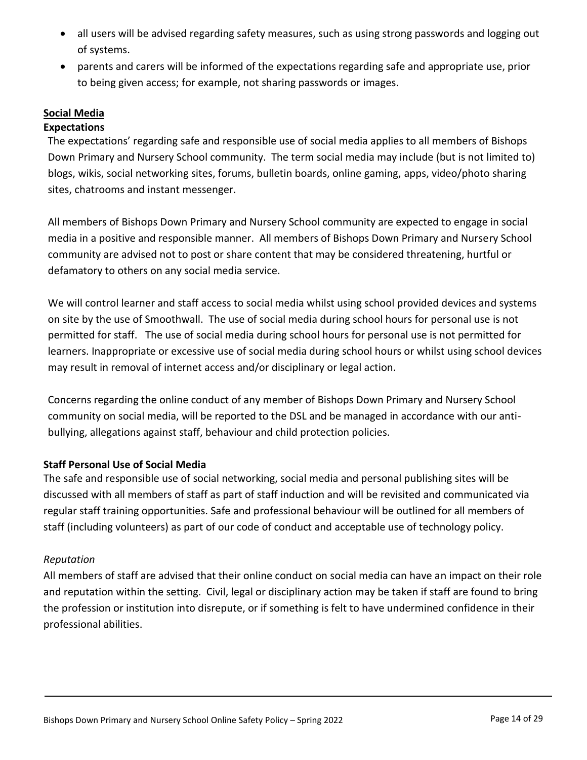- all users will be advised regarding safety measures, such as using strong passwords and logging out of systems.
- parents and carers will be informed of the expectations regarding safe and appropriate use, prior to being given access; for example, not sharing passwords or images.

## Social Media

### Expectations

The expectations' regarding safe and responsible use of social media applies to all members of Bishops Down Primary and Nursery School community. The term social media may include (but is not limited to) blogs, wikis, social networking sites, forums, bulletin boards, online gaming, apps, video/photo sharing sites, chatrooms and instant messenger.

All members of Bishops Down Primary and Nursery School community are expected to engage in social media in a positive and responsible manner. All members of Bishops Down Primary and Nursery School community are advised not to post or share content that may be considered threatening, hurtful or defamatory to others on any social media service.

We will control learner and staff access to social media whilst using school provided devices and systems on site by the use of Smoothwall. The use of social media during school hours for personal use is not permitted for staff. The use of social media during school hours for personal use is not permitted for learners. Inappropriate or excessive use of social media during school hours or whilst using school devices may result in removal of internet access and/or disciplinary or legal action.

Concerns regarding the online conduct of any member of Bishops Down Primary and Nursery School community on social media, will be reported to the DSL and be managed in accordance with our anti-bullying, allegations against staff, behaviour and child protection policies.

### Staff Personal Use of Social Media

The safe and responsible use of social networking, social media and personal publishing sites will be discussed with all members of staff as part of staff induction and will be revisited and communicated via regular staff training opportunities. Safe and professional behaviour will be outlined for all members of staff (including volunteers) as part of our code of conduct and acceptable use of technology policy.

*Reputation*

All members of staff are advised that their online conduct on social media can have an impact on their role and reputation within the setting. Civil, legal or disciplinary action may be taken if staff are found to bring the profession or institution into disrepute, or if something is felt to have undermined confidence in their professional abilities.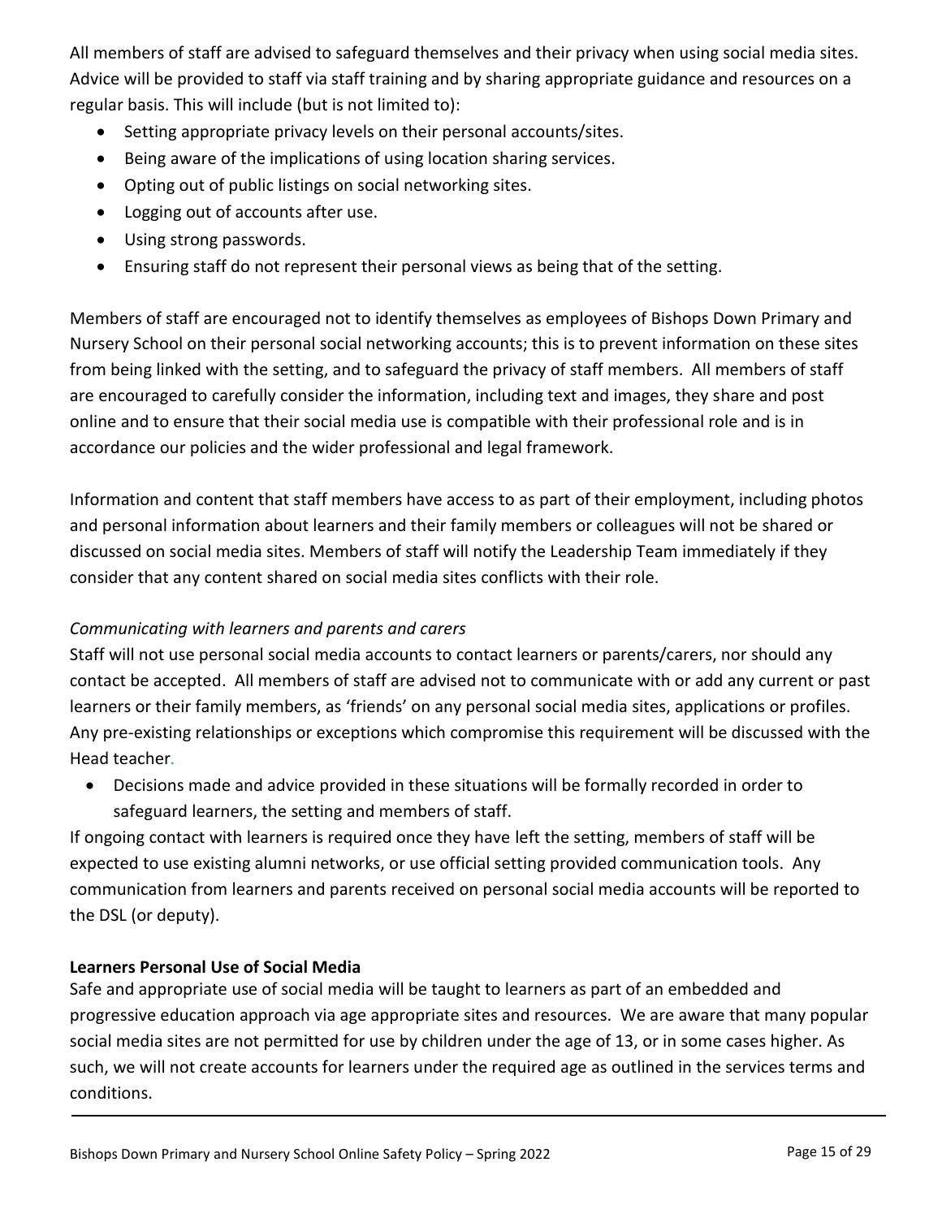All members of staff are advised to safeguard themselves and their privacy when using social media sites. Advice will be provided to staff via staff training and by sharing appropriate guidance and resources on a regular basis. This will include (but is not limited to):

- Setting appropriate privacy levels on their personal accounts/sites.
- Being aware of the implications of using location sharing services.
- Opting out of public listings on social networking sites.
- Logging out of accounts after use.
- Using strong passwords.
- Ensuring staff do not represent their personal views as being that of the setting.

Members of staff are encouraged not to identify themselves as employees of Bishops Down Primary and Nursery School on their personal social networking accounts; this is to prevent information on these sites from being linked with the setting, and to safeguard the privacy of staff members. All members of staff are encouraged to carefully consider the information, including text and images, they share and post online and to ensure that their social media use is compatible with their professional role and is in accordance our policies and the wider professional and legal framework.

Information and content that staff members have access to as part of their employment, including photos and personal information about learners and their family members or colleagues will not be shared or discussed on social media sites. Members of staff will notify the Leadership Team immediately if they consider that any content shared on social media sites conflicts with their role.

*Communicating with learners and parents and carers*

Staff will not use personal social media accounts to contact learners or parents/carers, nor should any contact be accepted. All members of staff are advised not to communicate with or add any current or past learners or their family members, as 'friends' on any personal social media sites, applications or profiles. Any pre-existing relationships or exceptions which compromise this requirement will be discussed with the Head teacher.

- Decisions made and advice provided in these situations will be formally recorded in order to safeguard learners, the setting and members of staff.

If ongoing contact with learners is required once they have left the setting, members of staff will be expected to use existing alumni networks, or use official setting provided communication tools. Any communication from learners and parents received on personal social media accounts will be reported to the DSL (or deputy).

**Learners Personal Use of Social Media**

Safe and appropriate use of social media will be taught to learners as part of an embedded and progressive education approach via age appropriate sites and resources. We are aware that many popular social media sites are not permitted for use by children under the age of 13, or in some cases higher. As such, we will not create accounts for learners under the required age as outlined in the services terms and conditions.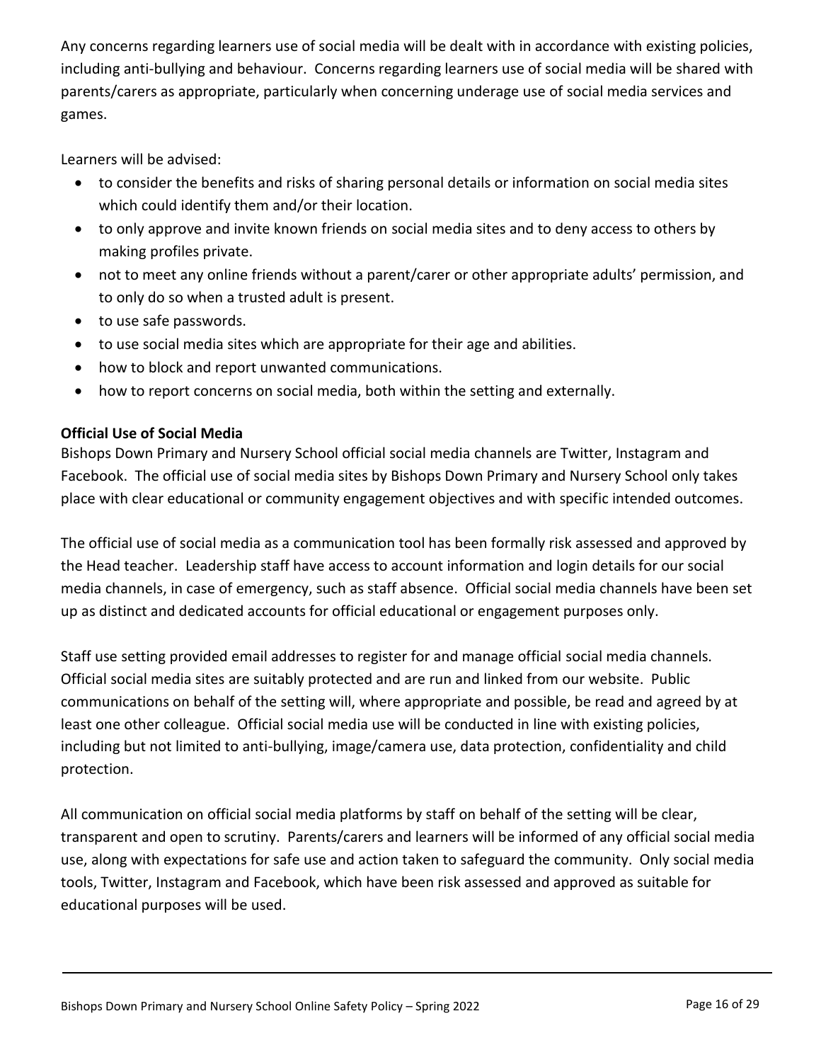Any concerns regarding learners use of social media will be dealt with in accordance with existing policies, including anti-bullying and behaviour. Concerns regarding learners use of social media will be shared with parents/carers as appropriate, particularly when concerning underage use of social media services and games.

Learners will be advised:

- to consider the benefits and risks of sharing personal details or information on social media sites which could identify them and/or their location.
- to only approve and invite known friends on social media sites and to deny access to others by making profiles private.
- not to meet any online friends without a parent/carer or other appropriate adults' permission, and to only do so when a trusted adult is present.
- to use safe passwords.
- to use social media sites which are appropriate for their age and abilities.
- how to block and report unwanted communications.
- how to report concerns on social media, both within the setting and externally.

**Official Use of Social Media**

Bishops Down Primary and Nursery School official social media channels are Twitter, Instagram and Facebook. The official use of social media sites by Bishops Down Primary and Nursery School only takes place with clear educational or community engagement objectives and with specific intended outcomes.

The official use of social media as a communication tool has been formally risk assessed and approved by the Head teacher. Leadership staff have access to account information and login details for our social media channels, in case of emergency, such as staff absence. Official social media channels have been set up as distinct and dedicated accounts for official educational or engagement purposes only.

Staff use setting provided email addresses to register for and manage official social media channels. Official social media sites are suitably protected and are run and linked from our website. Public communications on behalf of the setting will, where appropriate and possible, be read and agreed by at least one other colleague. Official social media use will be conducted in line with existing policies, including but not limited to anti-bullying, image/camera use, data protection, confidentiality and child protection.

All communication on official social media platforms by staff on behalf of the setting will be clear, transparent and open to scrutiny. Parents/carers and learners will be informed of any official social media use, along with expectations for safe use and action taken to safeguard the community. Only social media tools, Twitter, Instagram and Facebook, which have been risk assessed and approved as suitable for educational purposes will be used.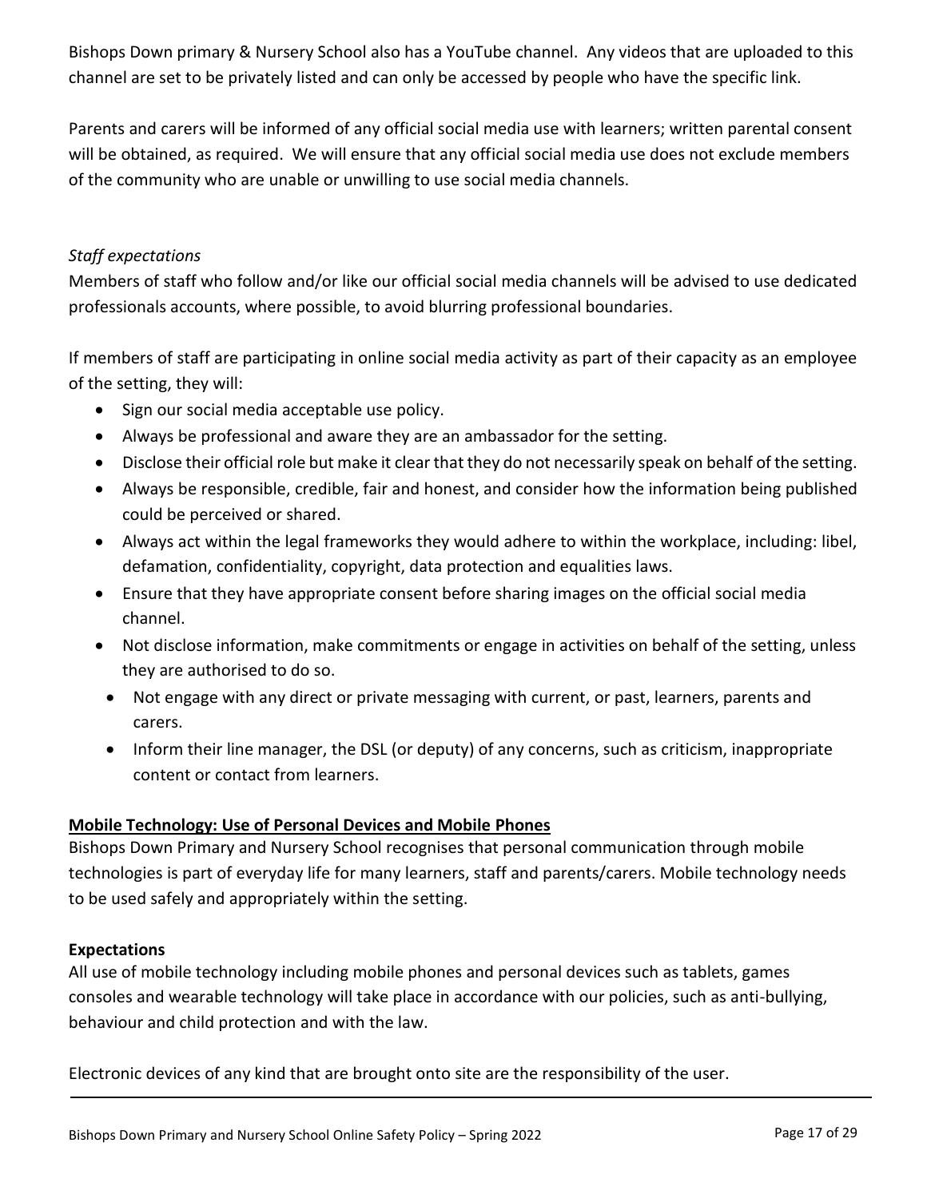Bishops Down primary & Nursery School also has a YouTube channel. Any videos that are uploaded to this channel are set to be privately listed and can only be accessed by people who have the specific link.

Parents and carers will be informed of any official social media use with learners; written parental consent will be obtained, as required. We will ensure that any official social media use does not exclude members of the community who are unable or unwilling to use social media channels.

*Staff expectations*

Members of staff who follow and/or like our official social media channels will be advised to use dedicated professionals accounts, where possible, to avoid blurring professional boundaries.

If members of staff are participating in online social media activity as part of their capacity as an employee of the setting, they will:

- Sign our social media acceptable use policy.
- Always be professional and aware they are an ambassador for the setting.
- Disclose their official role but make it clear that they do not necessarily speak on behalf of the setting.
- Always be responsible, credible, fair and honest, and consider how the information being published could be perceived or shared.
- Always act within the legal frameworks they would adhere to within the workplace, including: libel, defamation, confidentiality, copyright, data protection and equalities laws.
- Ensure that they have appropriate consent before sharing images on the official social media channel.
- Not disclose information, make commitments or engage in activities on behalf of the setting, unless they are authorised to do so.
- Not engage with any direct or private messaging with current, or past, learners, parents and carers.
- Inform their line manager, the DSL (or deputy) of any concerns, such as criticism, inappropriate content or contact from learners.

**Mobile Technology: Use of Personal Devices and Mobile Phones**

Bishops Down Primary and Nursery School recognises that personal communication through mobile technologies is part of everyday life for many learners, staff and parents/carers. Mobile technology needs to be used safely and appropriately within the setting.

**Expectations**

All use of mobile technology including mobile phones and personal devices such as tablets, games consoles and wearable technology will take place in accordance with our policies, such as anti-bullying, behaviour and child protection and with the law.

Electronic devices of any kind that are brought onto site are the responsibility of the user.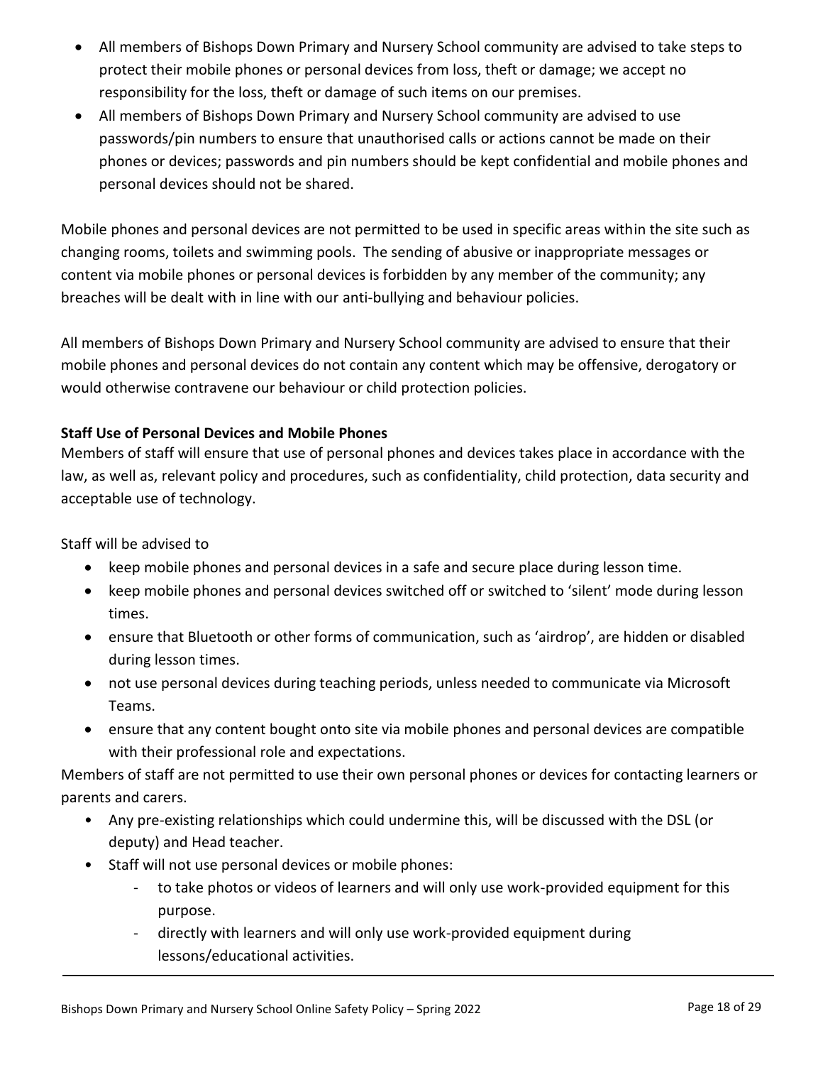- All members of Bishops Down Primary and Nursery School community are advised to take steps to protect their mobile phones or personal devices from loss, theft or damage; we accept no responsibility for the loss, theft or damage of such items on our premises.
- All members of Bishops Down Primary and Nursery School community are advised to use passwords/pin numbers to ensure that unauthorised calls or actions cannot be made on their phones or devices; passwords and pin numbers should be kept confidential and mobile phones and personal devices should not be shared.

Mobile phones and personal devices are not permitted to be used in specific areas within the site such as changing rooms, toilets and swimming pools. The sending of abusive or inappropriate messages or content via mobile phones or personal devices is forbidden by any member of the community; any breaches will be dealt with in line with our anti-bullying and behaviour policies.

All members of Bishops Down Primary and Nursery School community are advised to ensure that their mobile phones and personal devices do not contain any content which may be offensive, derogatory or would otherwise contravene our behaviour or child protection policies.

**Staff Use of Personal Devices and Mobile Phones**

Members of staff will ensure that use of personal phones and devices takes place in accordance with the law, as well as, relevant policy and procedures, such as confidentiality, child protection, data security and acceptable use of technology.

Staff will be advised to

- keep mobile phones and personal devices in a safe and secure place during lesson time.
- keep mobile phones and personal devices switched off or switched to 'silent' mode during lesson times.
- ensure that Bluetooth or other forms of communication, such as 'airdrop', are hidden or disabled during lesson times.
- not use personal devices during teaching periods, unless needed to communicate via Microsoft Teams.
- ensure that any content bought onto site via mobile phones and personal devices are compatible with their professional role and expectations.

Members of staff are not permitted to use their own personal phones or devices for contacting learners or parents and carers.

- Any pre-existing relationships which could undermine this, will be discussed with the DSL (or deputy) and Head teacher.
- Staff will not use personal devices or mobile phones:
  - to take photos or videos of learners and will only use work-provided equipment for this purpose.
  - directly with learners and will only use work-provided equipment during lessons/educational activities.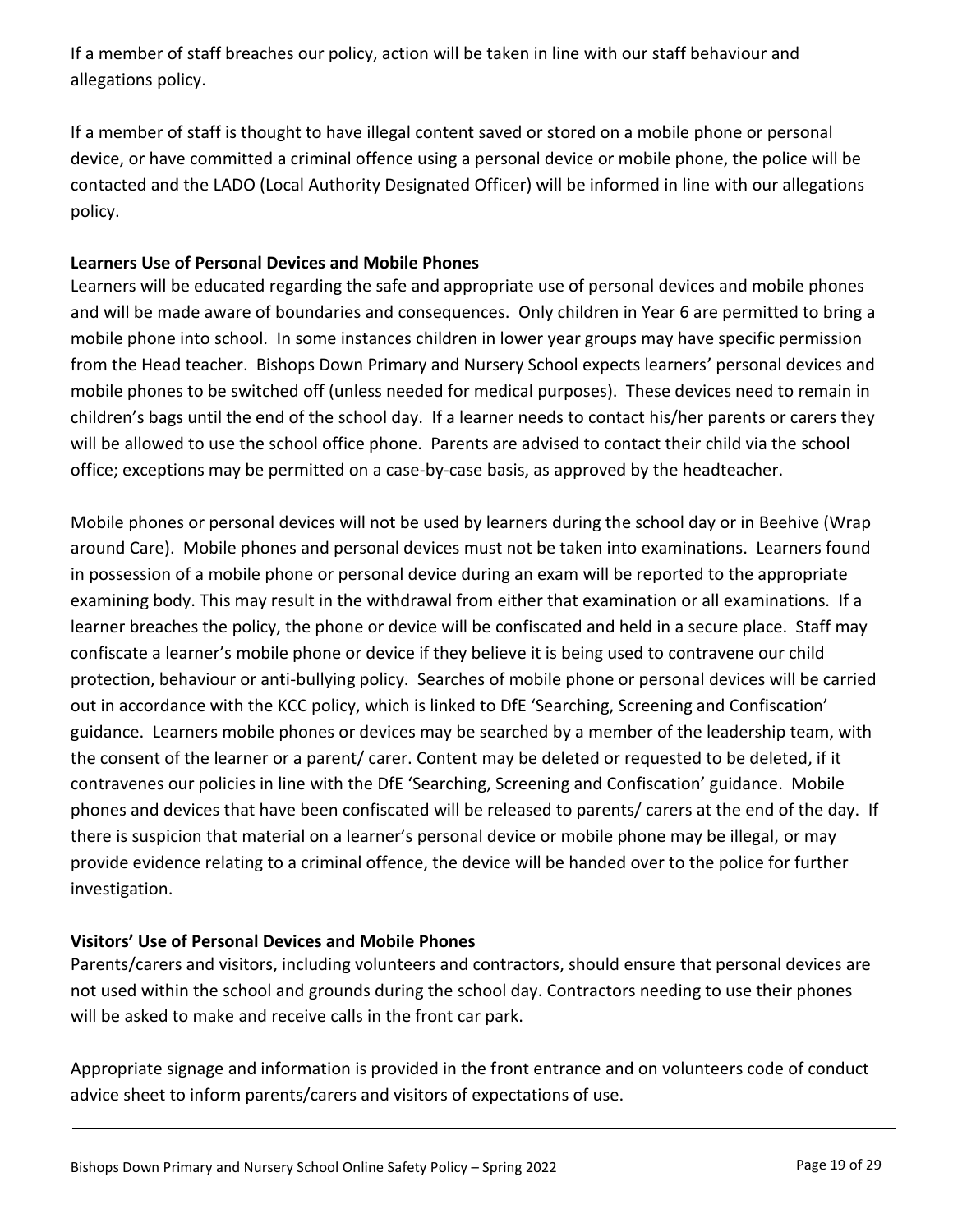If a member of staff breaches our policy, action will be taken in line with our staff behaviour and allegations policy.

If a member of staff is thought to have illegal content saved or stored on a mobile phone or personal device, or have committed a criminal offence using a personal device or mobile phone, the police will be contacted and the LADO (Local Authority Designated Officer) will be informed in line with our allegations policy.

**Learners Use of Personal Devices and Mobile Phones**

Learners will be educated regarding the safe and appropriate use of personal devices and mobile phones and will be made aware of boundaries and consequences. Only children in Year 6 are permitted to bring a mobile phone into school. In some instances children in lower year groups may have specific permission from the Head teacher. Bishops Down Primary and Nursery School expects learners' personal devices and mobile phones to be switched off (unless needed for medical purposes). These devices need to remain in children's bags until the end of the school day. If a learner needs to contact his/her parents or carers they will be allowed to use the school office phone. Parents are advised to contact their child via the school office; exceptions may be permitted on a case-by-case basis, as approved by the headteacher.

Mobile phones or personal devices will not be used by learners during the school day or in Beehive (Wrap around Care). Mobile phones and personal devices must not be taken into examinations. Learners found in possession of a mobile phone or personal device during an exam will be reported to the appropriate examining body. This may result in the withdrawal from either that examination or all examinations. If a learner breaches the policy, the phone or device will be confiscated and held in a secure place. Staff may confiscate a learner's mobile phone or device if they believe it is being used to contravene our child protection, behaviour or anti-bullying policy. Searches of mobile phone or personal devices will be carried out in accordance with the KCC policy, which is linked to DfE 'Searching, Screening and Confiscation' guidance. Learners mobile phones or devices may be searched by a member of the leadership team, with the consent of the learner or a parent/ carer. Content may be deleted or requested to be deleted, if it contravenes our policies in line with the DfE 'Searching, Screening and Confiscation' guidance. Mobile phones and devices that have been confiscated will be released to parents/ carers at the end of the day. If there is suspicion that material on a learner's personal device or mobile phone may be illegal, or may provide evidence relating to a criminal offence, the device will be handed over to the police for further investigation.

**Visitors' Use of Personal Devices and Mobile Phones**

Parents/carers and visitors, including volunteers and contractors, should ensure that personal devices are not used within the school and grounds during the school day. Contractors needing to use their phones will be asked to make and receive calls in the front car park.

Appropriate signage and information is provided in the front entrance and on volunteers code of conduct advice sheet to inform parents/carers and visitors of expectations of use.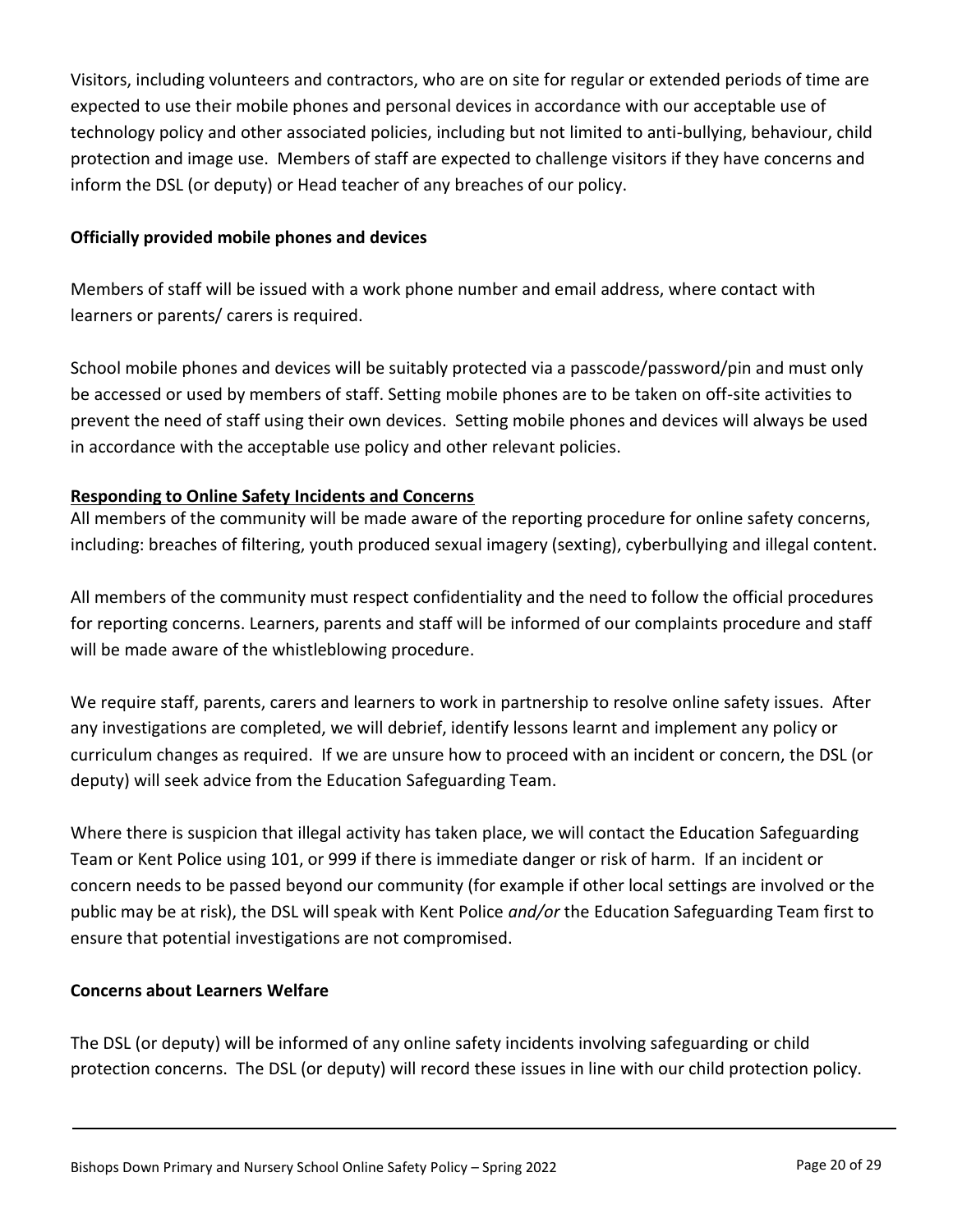Visitors, including volunteers and contractors, who are on site for regular or extended periods of time are expected to use their mobile phones and personal devices in accordance with our acceptable use of technology policy and other associated policies, including but not limited to anti-bullying, behaviour, child protection and image use. Members of staff are expected to challenge visitors if they have concerns and inform the DSL (or deputy) or Head teacher of any breaches of our policy.

**Officially provided mobile phones and devices**

Members of staff will be issued with a work phone number and email address, where contact with learners or parents/ carers is required.

School mobile phones and devices will be suitably protected via a passcode/password/pin and must only be accessed or used by members of staff. Setting mobile phones are to be taken on off-site activities to prevent the need of staff using their own devices. Setting mobile phones and devices will always be used in accordance with the acceptable use policy and other relevant policies.

## Responding to Online Safety Incidents and Concerns

All members of the community will be made aware of the reporting procedure for online safety concerns, including: breaches of filtering, youth produced sexual imagery (sexting), cyberbullying and illegal content.

All members of the community must respect confidentiality and the need to follow the official procedures for reporting concerns. Learners, parents and staff will be informed of our complaints procedure and staff will be made aware of the whistleblowing procedure.

We require staff, parents, carers and learners to work in partnership to resolve online safety issues. After any investigations are completed, we will debrief, identify lessons learnt and implement any policy or curriculum changes as required. If we are unsure how to proceed with an incident or concern, the DSL (or deputy) will seek advice from the Education Safeguarding Team.

Where there is suspicion that illegal activity has taken place, we will contact the Education Safeguarding Team or Kent Police using 101, or 999 if there is immediate danger or risk of harm. If an incident or concern needs to be passed beyond our community (for example if other local settings are involved or the public may be at risk), the DSL will speak with Kent Police *and/or* the Education Safeguarding Team first to ensure that potential investigations are not compromised.

**Concerns about Learners Welfare**

The DSL (or deputy) will be informed of any online safety incidents involving safeguarding or child protection concerns. The DSL (or deputy) will record these issues in line with our child protection policy.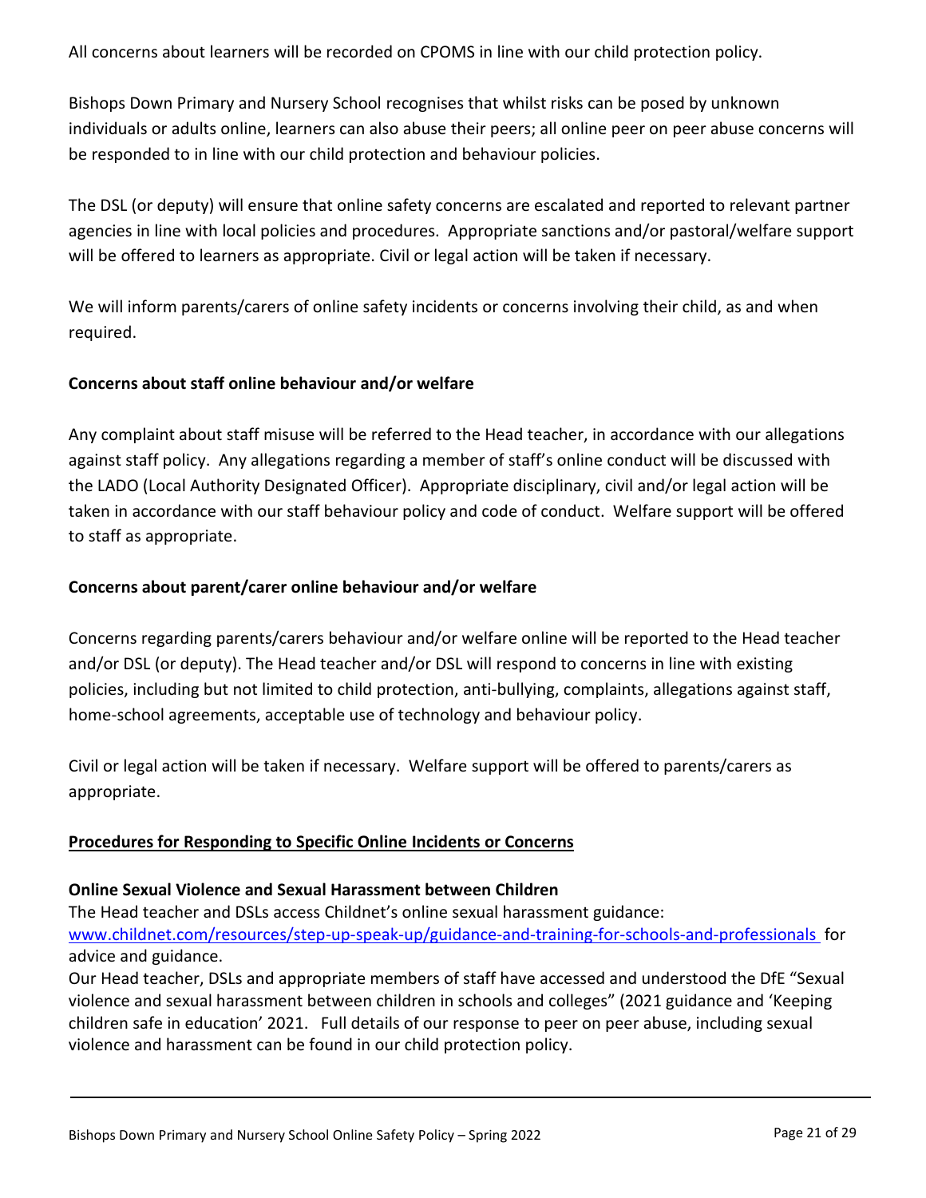All concerns about learners will be recorded on CPOMS in line with our child protection policy.

Bishops Down Primary and Nursery School recognises that whilst risks can be posed by unknown individuals or adults online, learners can also abuse their peers; all online peer on peer abuse concerns will be responded to in line with our child protection and behaviour policies.

The DSL (or deputy) will ensure that online safety concerns are escalated and reported to relevant partner agencies in line with local policies and procedures. Appropriate sanctions and/or pastoral/welfare support will be offered to learners as appropriate. Civil or legal action will be taken if necessary.

We will inform parents/carers of online safety incidents or concerns involving their child, as and when required.

**Concerns about staff online behaviour and/or welfare**

Any complaint about staff misuse will be referred to the Head teacher, in accordance with our allegations against staff policy. Any allegations regarding a member of staff's online conduct will be discussed with the LADO (Local Authority Designated Officer). Appropriate disciplinary, civil and/or legal action will be taken in accordance with our staff behaviour policy and code of conduct. Welfare support will be offered to staff as appropriate.

**Concerns about parent/carer online behaviour and/or welfare**

Concerns regarding parents/carers behaviour and/or welfare online will be reported to the Head teacher and/or DSL (or deputy). The Head teacher and/or DSL will respond to concerns in line with existing policies, including but not limited to child protection, anti-bullying, complaints, allegations against staff, home-school agreements, acceptable use of technology and behaviour policy.

Civil or legal action will be taken if necessary. Welfare support will be offered to parents/carers as appropriate.

## Procedures for Responding to Specific Online Incidents or Concerns

**Online Sexual Violence and Sexual Harassment between Children**

The Head teacher and DSLs access Childnet's online sexual harassment guidance: [www.childnet.com/resources/step-up-speak-up/guidance-and-training-for-schools-and-professionals](www.childnet.com/resources/step-up-speak-up/guidance-and-training-for-schools-and-professionals) for advice and guidance.

Our Head teacher, DSLs and appropriate members of staff have accessed and understood the DfE "Sexual violence and sexual harassment between children in schools and colleges" (2021 guidance and 'Keeping children safe in education' 2021. Full details of our response to peer on peer abuse, including sexual violence and harassment can be found in our child protection policy.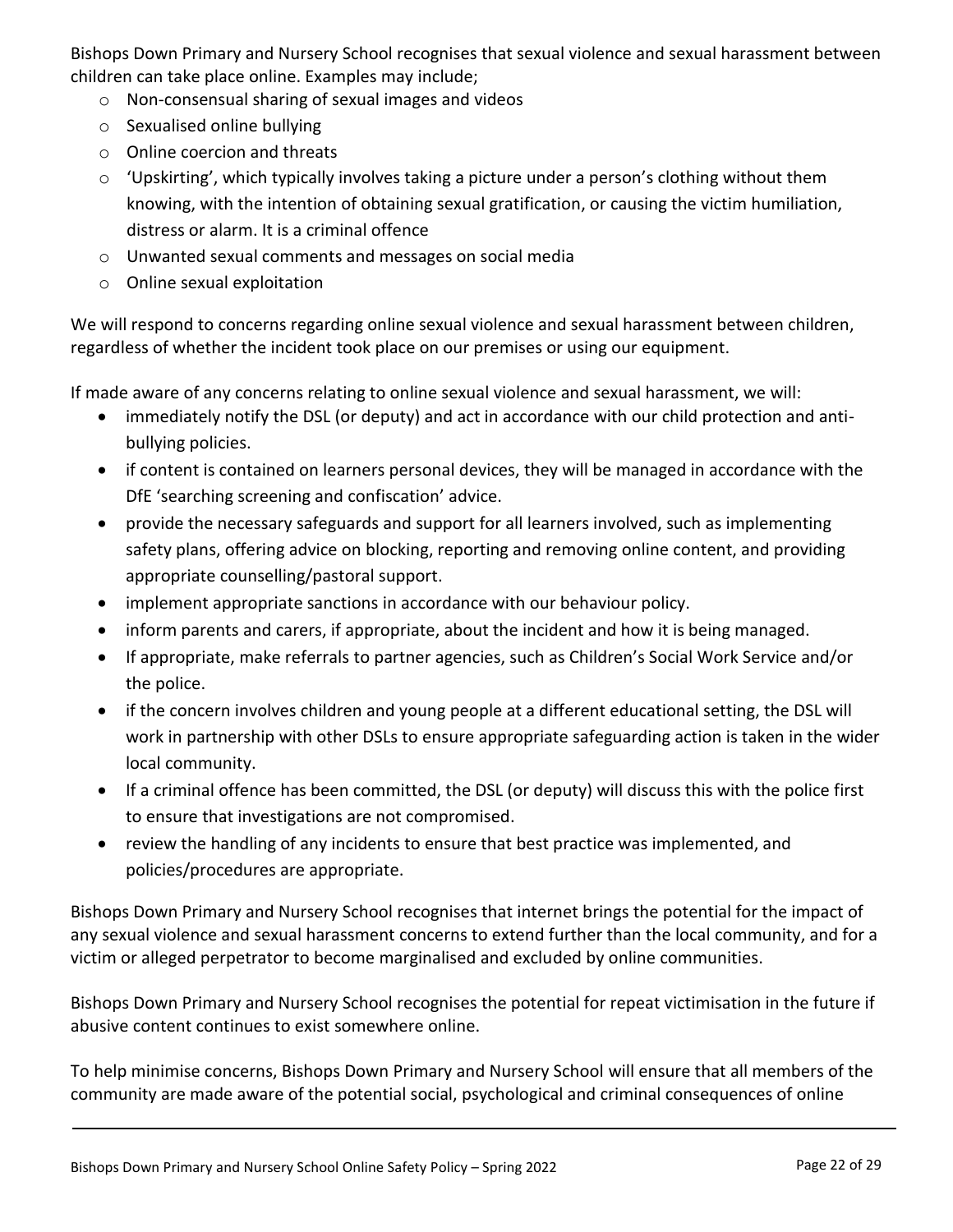Bishops Down Primary and Nursery School recognises that sexual violence and sexual harassment between children can take place online. Examples may include;

- Non-consensual sharing of sexual images and videos
- Sexualised online bullying
- Online coercion and threats
- 'Upskirting', which typically involves taking a picture under a person's clothing without them knowing, with the intention of obtaining sexual gratification, or causing the victim humiliation, distress or alarm. It is a criminal offence
- Unwanted sexual comments and messages on social media
- Online sexual exploitation

We will respond to concerns regarding online sexual violence and sexual harassment between children, regardless of whether the incident took place on our premises or using our equipment.

If made aware of any concerns relating to online sexual violence and sexual harassment, we will:

- immediately notify the DSL (or deputy) and act in accordance with our child protection and anti-bullying policies.
- if content is contained on learners personal devices, they will be managed in accordance with the DfE 'searching screening and confiscation' advice.
- provide the necessary safeguards and support for all learners involved, such as implementing safety plans, offering advice on blocking, reporting and removing online content, and providing appropriate counselling/pastoral support.
- implement appropriate sanctions in accordance with our behaviour policy.
- inform parents and carers, if appropriate, about the incident and how it is being managed.
- If appropriate, make referrals to partner agencies, such as Children's Social Work Service and/or the police.
- if the concern involves children and young people at a different educational setting, the DSL will work in partnership with other DSLs to ensure appropriate safeguarding action is taken in the wider local community.
- If a criminal offence has been committed, the DSL (or deputy) will discuss this with the police first to ensure that investigations are not compromised.
- review the handling of any incidents to ensure that best practice was implemented, and policies/procedures are appropriate.

Bishops Down Primary and Nursery School recognises that internet brings the potential for the impact of any sexual violence and sexual harassment concerns to extend further than the local community, and for a victim or alleged perpetrator to become marginalised and excluded by online communities.

Bishops Down Primary and Nursery School recognises the potential for repeat victimisation in the future if abusive content continues to exist somewhere online.

To help minimise concerns, Bishops Down Primary and Nursery School will ensure that all members of the community are made aware of the potential social, psychological and criminal consequences of online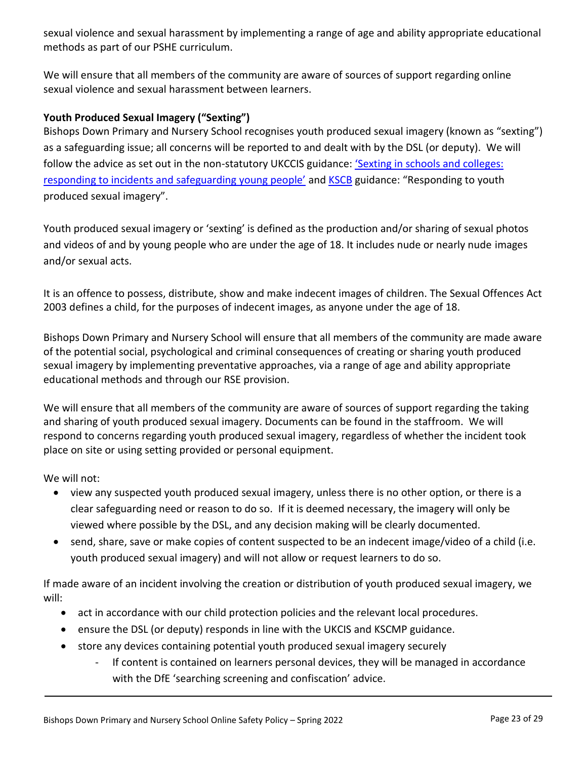sexual violence and sexual harassment by implementing a range of age and ability appropriate educational methods as part of our PSHE curriculum.

We will ensure that all members of the community are aware of sources of support regarding online sexual violence and sexual harassment between learners.

**Youth Produced Sexual Imagery ("Sexting")**

Bishops Down Primary and Nursery School recognises youth produced sexual imagery (known as "sexting") as a safeguarding issue; all concerns will be reported to and dealt with by the DSL (or deputy). We will follow the advice as set out in the non-statutory UKCCIS guidance: 'Sexting in schools and colleges: responding to incidents and safeguarding young people' and KSCB guidance: "Responding to youth produced sexual imagery".

Youth produced sexual imagery or 'sexting' is defined as the production and/or sharing of sexual photos and videos of and by young people who are under the age of 18. It includes nude or nearly nude images and/or sexual acts.

It is an offence to possess, distribute, show and make indecent images of children. The Sexual Offences Act 2003 defines a child, for the purposes of indecent images, as anyone under the age of 18.

Bishops Down Primary and Nursery School will ensure that all members of the community are made aware of the potential social, psychological and criminal consequences of creating or sharing youth produced sexual imagery by implementing preventative approaches, via a range of age and ability appropriate educational methods and through our RSE provision.

We will ensure that all members of the community are aware of sources of support regarding the taking and sharing of youth produced sexual imagery. Documents can be found in the staffroom. We will respond to concerns regarding youth produced sexual imagery, regardless of whether the incident took place on site or using setting provided or personal equipment.

We will not:

- view any suspected youth produced sexual imagery, unless there is no other option, or there is a clear safeguarding need or reason to do so. If it is deemed necessary, the imagery will only be viewed where possible by the DSL, and any decision making will be clearly documented.
- send, share, save or make copies of content suspected to be an indecent image/video of a child (i.e. youth produced sexual imagery) and will not allow or request learners to do so.

If made aware of an incident involving the creation or distribution of youth produced sexual imagery, we will:

- act in accordance with our child protection policies and the relevant local procedures.
- ensure the DSL (or deputy) responds in line with the UKCIS and KSCMP guidance.
- store any devices containing potential youth produced sexual imagery securely
  - If content is contained on learners personal devices, they will be managed in accordance with the DfE 'searching screening and confiscation' advice.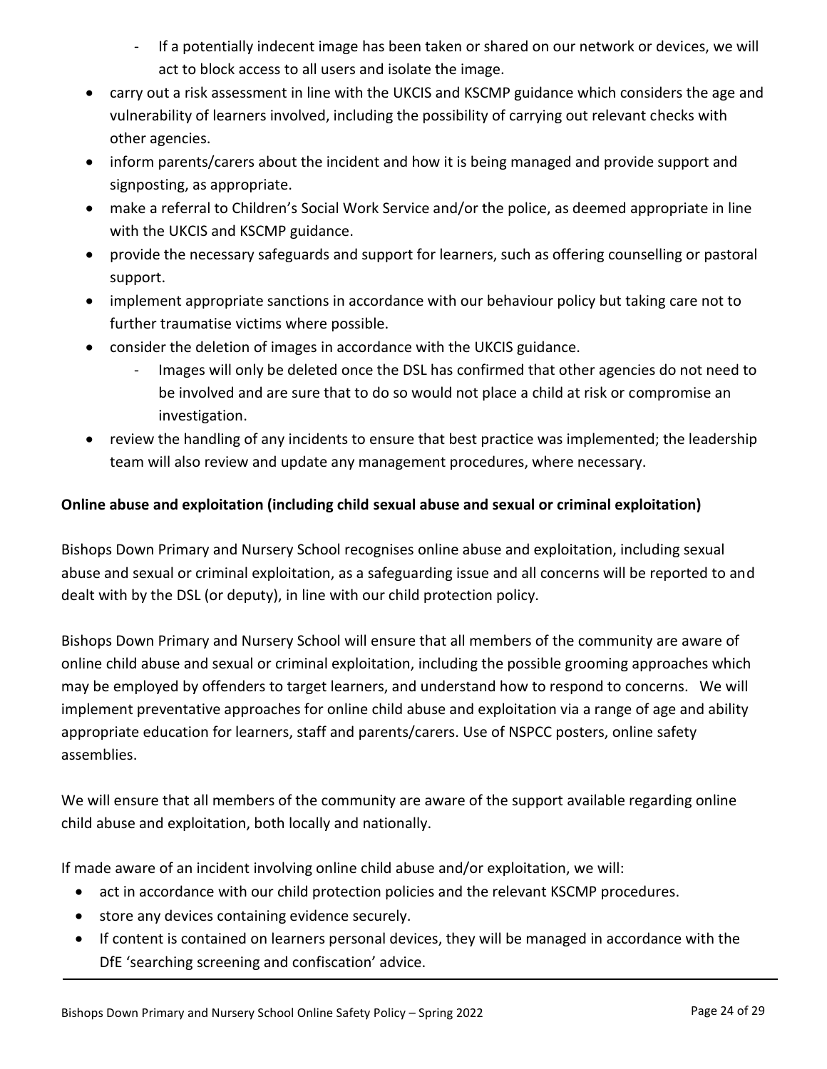- If a potentially indecent image has been taken or shared on our network or devices, we will act to block access to all users and isolate the image.
- carry out a risk assessment in line with the UKCIS and KSCMP guidance which considers the age and vulnerability of learners involved, including the possibility of carrying out relevant checks with other agencies.
- inform parents/carers about the incident and how it is being managed and provide support and signposting, as appropriate.
- make a referral to Children's Social Work Service and/or the police, as deemed appropriate in line with the UKCIS and KSCMP guidance.
- provide the necessary safeguards and support for learners, such as offering counselling or pastoral support.
- implement appropriate sanctions in accordance with our behaviour policy but taking care not to further traumatise victims where possible.
- consider the deletion of images in accordance with the UKCIS guidance.
  - Images will only be deleted once the DSL has confirmed that other agencies do not need to be involved and are sure that to do so would not place a child at risk or compromise an investigation.
- review the handling of any incidents to ensure that best practice was implemented; the leadership team will also review and update any management procedures, where necessary.

**Online abuse and exploitation (including child sexual abuse and sexual or criminal exploitation)**

Bishops Down Primary and Nursery School recognises online abuse and exploitation, including sexual abuse and sexual or criminal exploitation, as a safeguarding issue and all concerns will be reported to and dealt with by the DSL (or deputy), in line with our child protection policy.

Bishops Down Primary and Nursery School will ensure that all members of the community are aware of online child abuse and sexual or criminal exploitation, including the possible grooming approaches which may be employed by offenders to target learners, and understand how to respond to concerns. We will implement preventative approaches for online child abuse and exploitation via a range of age and ability appropriate education for learners, staff and parents/carers. Use of NSPCC posters, online safety assemblies.

We will ensure that all members of the community are aware of the support available regarding online child abuse and exploitation, both locally and nationally.

If made aware of an incident involving online child abuse and/or exploitation, we will:

- act in accordance with our child protection policies and the relevant KSCMP procedures.
- store any devices containing evidence securely.
- If content is contained on learners personal devices, they will be managed in accordance with the DfE 'searching screening and confiscation' advice.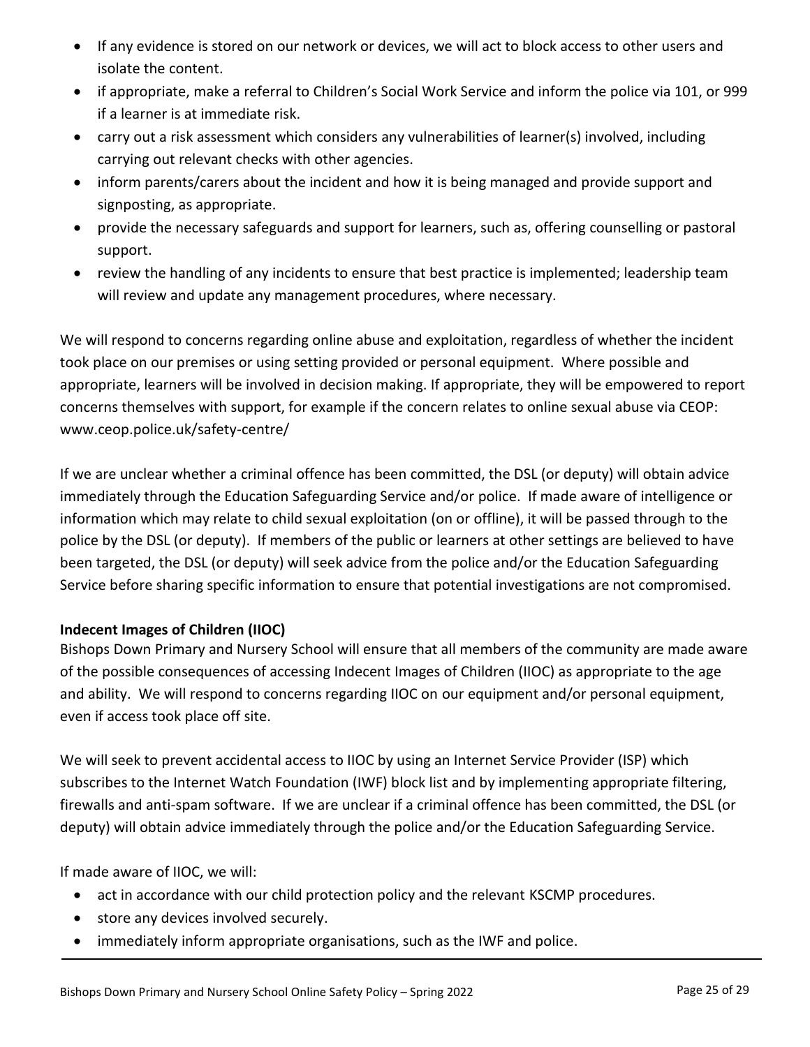- If any evidence is stored on our network or devices, we will act to block access to other users and isolate the content.
- if appropriate, make a referral to Children's Social Work Service and inform the police via 101, or 999 if a learner is at immediate risk.
- carry out a risk assessment which considers any vulnerabilities of learner(s) involved, including carrying out relevant checks with other agencies.
- inform parents/carers about the incident and how it is being managed and provide support and signposting, as appropriate.
- provide the necessary safeguards and support for learners, such as, offering counselling or pastoral support.
- review the handling of any incidents to ensure that best practice is implemented; leadership team will review and update any management procedures, where necessary.

We will respond to concerns regarding online abuse and exploitation, regardless of whether the incident took place on our premises or using setting provided or personal equipment. Where possible and appropriate, learners will be involved in decision making. If appropriate, they will be empowered to report concerns themselves with support, for example if the concern relates to online sexual abuse via CEOP: www.ceop.police.uk/safety-centre/

If we are unclear whether a criminal offence has been committed, the DSL (or deputy) will obtain advice immediately through the Education Safeguarding Service and/or police. If made aware of intelligence or information which may relate to child sexual exploitation (on or offline), it will be passed through to the police by the DSL (or deputy). If members of the public or learners at other settings are believed to have been targeted, the DSL (or deputy) will seek advice from the police and/or the Education Safeguarding Service before sharing specific information to ensure that potential investigations are not compromised.

**Indecent Images of Children (IIOC)**

Bishops Down Primary and Nursery School will ensure that all members of the community are made aware of the possible consequences of accessing Indecent Images of Children (IIOC) as appropriate to the age and ability. We will respond to concerns regarding IIOC on our equipment and/or personal equipment, even if access took place off site.

We will seek to prevent accidental access to IIOC by using an Internet Service Provider (ISP) which subscribes to the Internet Watch Foundation (IWF) block list and by implementing appropriate filtering, firewalls and anti-spam software. If we are unclear if a criminal offence has been committed, the DSL (or deputy) will obtain advice immediately through the police and/or the Education Safeguarding Service.

If made aware of IIOC, we will:

- act in accordance with our child protection policy and the relevant KSCMP procedures.
- store any devices involved securely.
- immediately inform appropriate organisations, such as the IWF and police.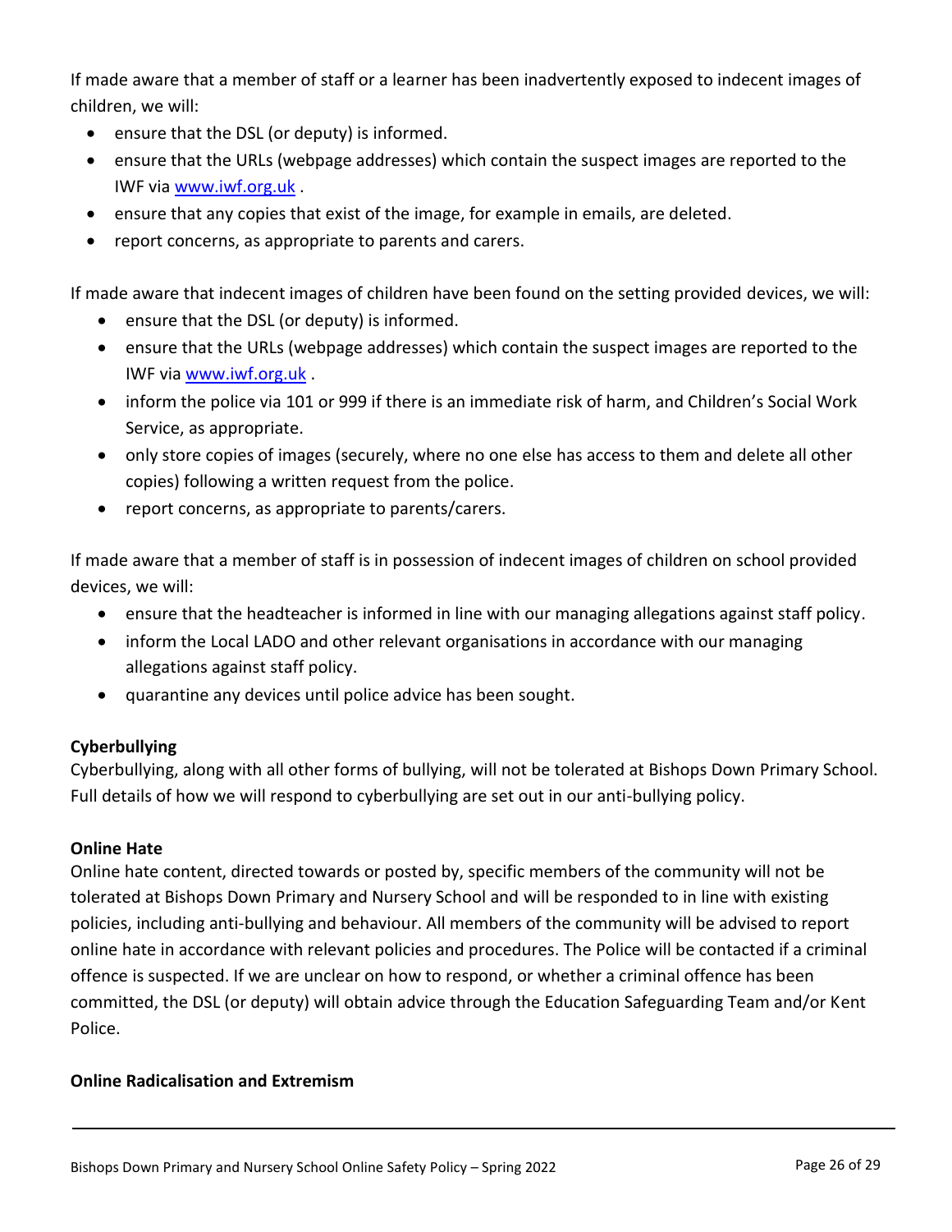If made aware that a member of staff or a learner has been inadvertently exposed to indecent images of children, we will:

- ensure that the DSL (or deputy) is informed.
- ensure that the URLs (webpage addresses) which contain the suspect images are reported to the IWF via www.iwf.org.uk .
- ensure that any copies that exist of the image, for example in emails, are deleted.
- report concerns, as appropriate to parents and carers.

If made aware that indecent images of children have been found on the setting provided devices, we will:

- ensure that the DSL (or deputy) is informed.
- ensure that the URLs (webpage addresses) which contain the suspect images are reported to the IWF via www.iwf.org.uk .
- inform the police via 101 or 999 if there is an immediate risk of harm, and Children's Social Work Service, as appropriate.
- only store copies of images (securely, where no one else has access to them and delete all other copies) following a written request from the police.
- report concerns, as appropriate to parents/carers.

If made aware that a member of staff is in possession of indecent images of children on school provided devices, we will:

- ensure that the headteacher is informed in line with our managing allegations against staff policy.
- inform the Local LADO and other relevant organisations in accordance with our managing allegations against staff policy.
- quarantine any devices until police advice has been sought.

**Cyberbullying**

Cyberbullying, along with all other forms of bullying, will not be tolerated at Bishops Down Primary School. Full details of how we will respond to cyberbullying are set out in our anti-bullying policy.

**Online Hate**

Online hate content, directed towards or posted by, specific members of the community will not be tolerated at Bishops Down Primary and Nursery School and will be responded to in line with existing policies, including anti-bullying and behaviour. All members of the community will be advised to report online hate in accordance with relevant policies and procedures. The Police will be contacted if a criminal offence is suspected. If we are unclear on how to respond, or whether a criminal offence has been committed, the DSL (or deputy) will obtain advice through the Education Safeguarding Team and/or Kent Police.

**Online Radicalisation and Extremism**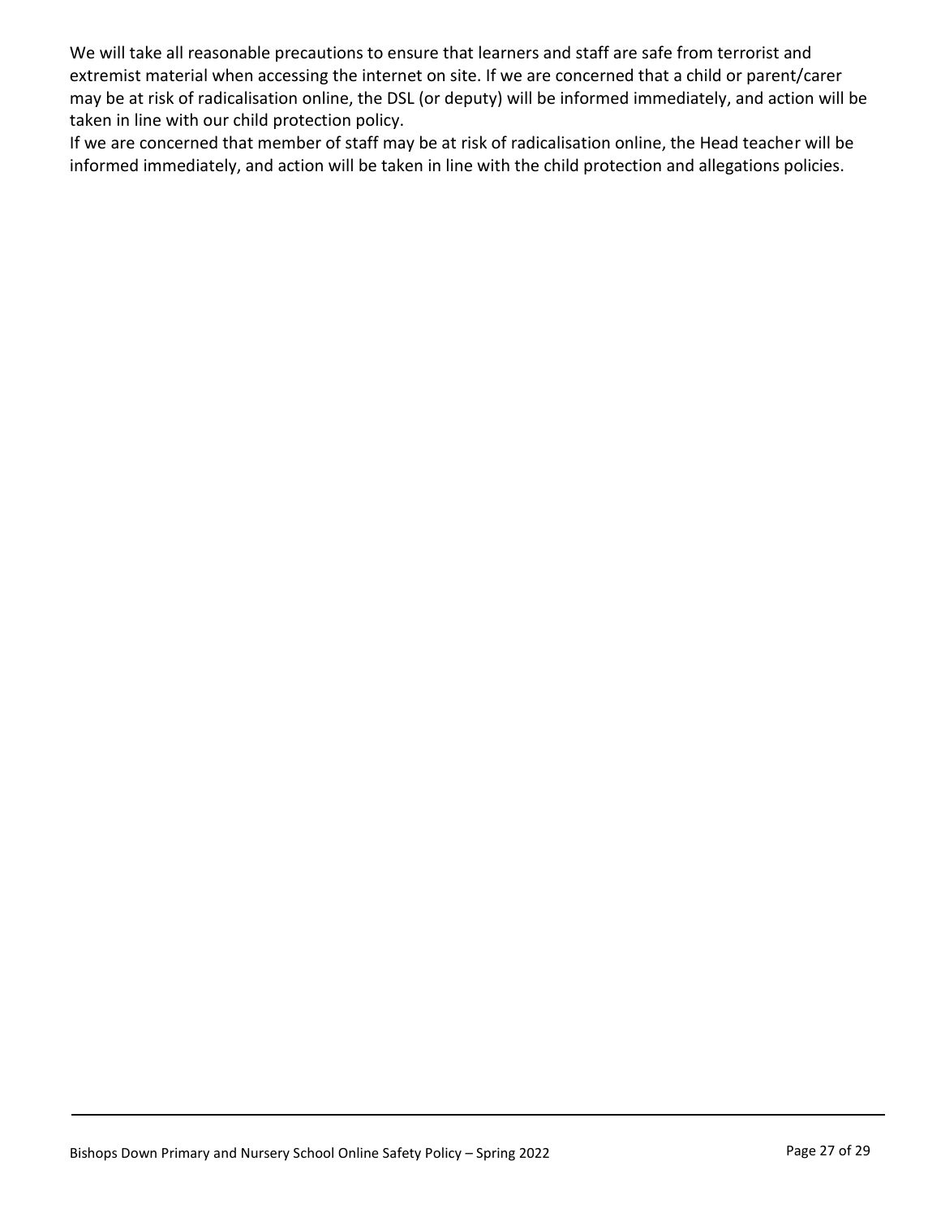We will take all reasonable precautions to ensure that learners and staff are safe from terrorist and extremist material when accessing the internet on site. If we are concerned that a child or parent/carer may be at risk of radicalisation online, the DSL (or deputy) will be informed immediately, and action will be taken in line with our child protection policy.

If we are concerned that member of staff may be at risk of radicalisation online, the Head teacher will be informed immediately, and action will be taken in line with the child protection and allegations policies.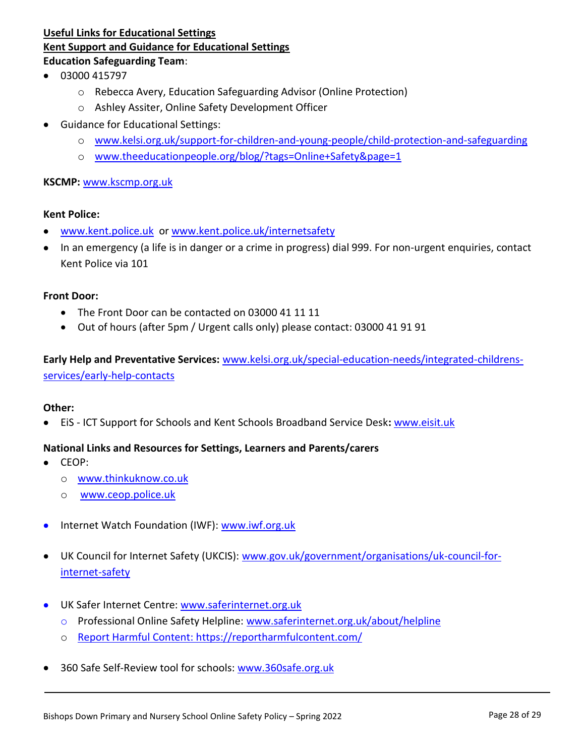**Useful Links for Educational Settings**

**Kent Support and Guidance for Educational Settings**

**Education Safeguarding Team**:

- 03000 415797
    - Rebecca Avery, Education Safeguarding Advisor (Online Protection)
    - Ashley Assiter, Online Safety Development Officer
- Guidance for Educational Settings:
    - www.kelsi.org.uk/support-for-children-and-young-people/child-protection-and-safeguarding
    - www.theeducationpeople.org/blog/?tags=Online+Safety&page=1

**KSCMP:** www.kscmp.org.uk

**Kent Police:**

- www.kent.police.uk or www.kent.police.uk/internetsafety
- In an emergency (a life is in danger or a crime in progress) dial 999. For non-urgent enquiries, contact Kent Police via 101

**Front Door:**

- The Front Door can be contacted on 03000 41 11 11
- Out of hours (after 5pm / Urgent calls only) please contact: 03000 41 91 91

**Early Help and Preventative Services:** www.kelsi.org.uk/special-education-needs/integrated-childrens-services/early-help-contacts

**Other:**

- EiS - ICT Support for Schools and Kent Schools Broadband Service Desk**:** www.eisit.uk

**National Links and Resources for Settings, Learners and Parents/carers**

- CEOP:
    - www.thinkuknow.co.uk
    - www.ceop.police.uk
- Internet Watch Foundation (IWF): www.iwf.org.uk
- UK Council for Internet Safety (UKCIS): www.gov.uk/government/organisations/uk-council-for-internet-safety
- UK Safer Internet Centre: www.saferinternet.org.uk
    - Professional Online Safety Helpline: www.saferinternet.org.uk/about/helpline
    - Report Harmful Content: https://reportharmfulcontent.com/
- 360 Safe Self-Review tool for schools: www.360safe.org.uk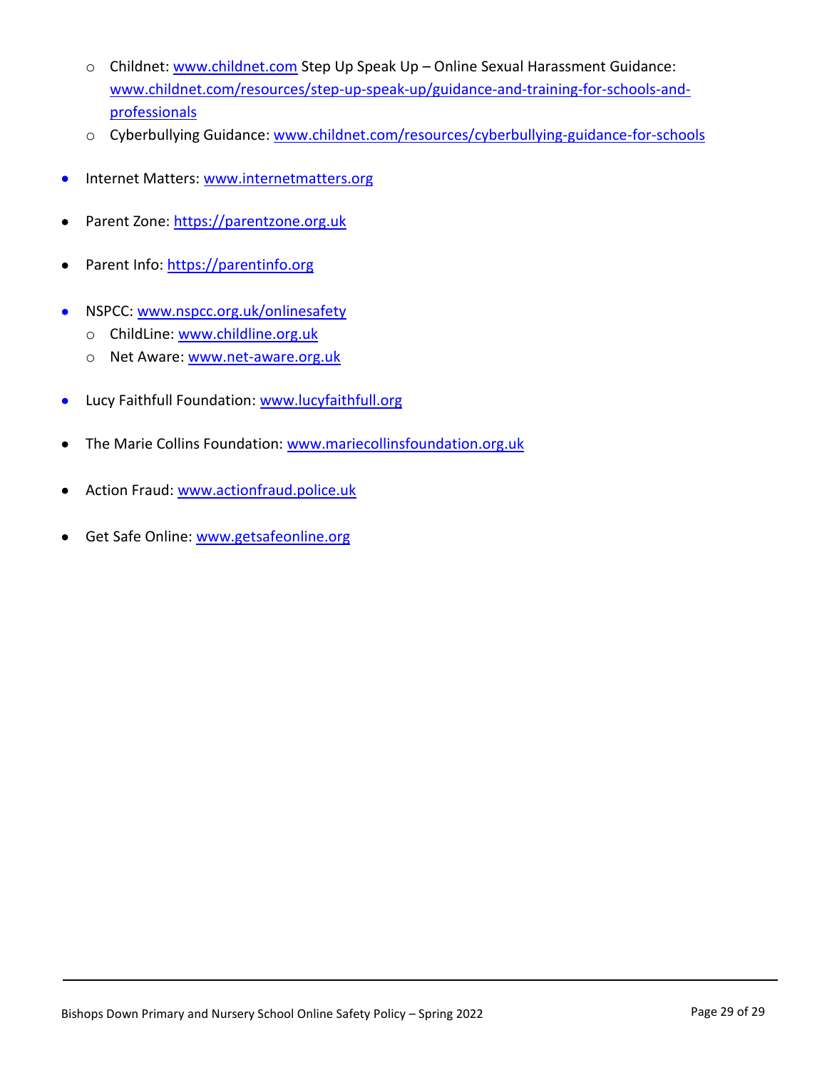- Childnet: www.childnet.com Step Up Speak Up – Online Sexual Harassment Guidance: www.childnet.com/resources/step-up-speak-up/guidance-and-training-for-schools-and-professionals
  - Cyberbullying Guidance: www.childnet.com/resources/cyberbullying-guidance-for-schools

- Internet Matters: www.internetmatters.org

- Parent Zone: https://parentzone.org.uk

- Parent Info: https://parentinfo.org

- NSPCC: www.nspcc.org.uk/onlinesafety
  - ChildLine: www.childline.org.uk
  - Net Aware: www.net-aware.org.uk

- Lucy Faithfull Foundation: www.lucyfaithfull.org

- The Marie Collins Foundation: www.mariecollinsfoundation.org.uk

- Action Fraud: www.actionfraud.police.uk

- Get Safe Online: www.getsafeonline.org